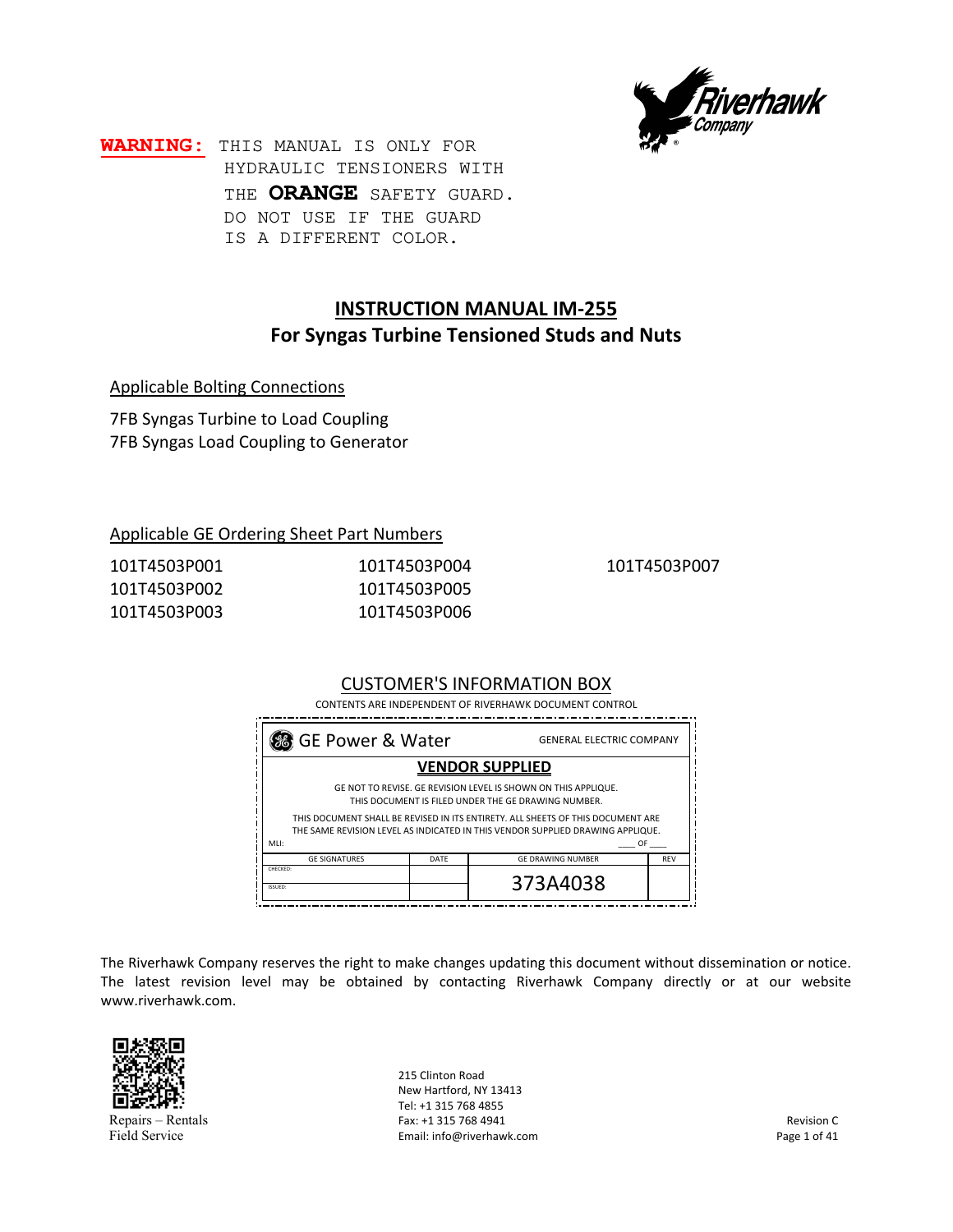**WARNING:** THIS MANUAL IS ONLY FOR HYDRAULIC TENSIONERS WITH THE **ORANGE** SAFETY GUARD. DO NOT USE IF THE GUARD IS A DIFFERENT COLOR.

# INSTRUCTION MANUAL IM-255

## For Syngas Turbine Tensioned Studs and Nuts

Applicable Bolting Connections

7FB Syngas Turbine to Load Coupling
7FB Syngas Load Coupling to Generator

Applicable GE Ordering Sheet Part Numbers

101T4503P001
101T4503P002
101T4503P003
101T4503P004
101T4503P005
101T4503P006
101T4503P007

CUSTOMER'S INFORMATION BOX

CONTENTS ARE INDEPENDENT OF RIVERHAWK DOCUMENT CONTROL

GE Power & Water — GENERAL ELECTRIC COMPANY

**VENDOR SUPPLIED**

GE NOT TO REVISE. GE REVISION LEVEL IS SHOWN ON THIS APPLIQUE. THIS DOCUMENT IS FILED UNDER THE GE DRAWING NUMBER.

THIS DOCUMENT SHALL BE REVISED IN ITS ENTIRETY. ALL SHEETS OF THIS DOCUMENT ARE THE SAME REVISION LEVEL AS INDICATED IN THIS VENDOR SUPPLIED DRAWING APPLIQUE.

MLI: ____ OF ____

| GE SIGNATURES | DATE | GE DRAWING NUMBER | REV |
|---|---|---|---|
| CHECKED: | | 373A4038 | |
| ISSUED: | | | |

The Riverhawk Company reserves the right to make changes updating this document without dissemination or notice. The latest revision level may be obtained by contacting Riverhawk Company directly or at our website www.riverhawk.com.

Repairs – Rentals
Field Service

215 Clinton Road
New Hartford, NY 13413
Tel: +1 315 768 4855
Fax: +1 315 768 4941
Email: info@riverhawk.com

Revision C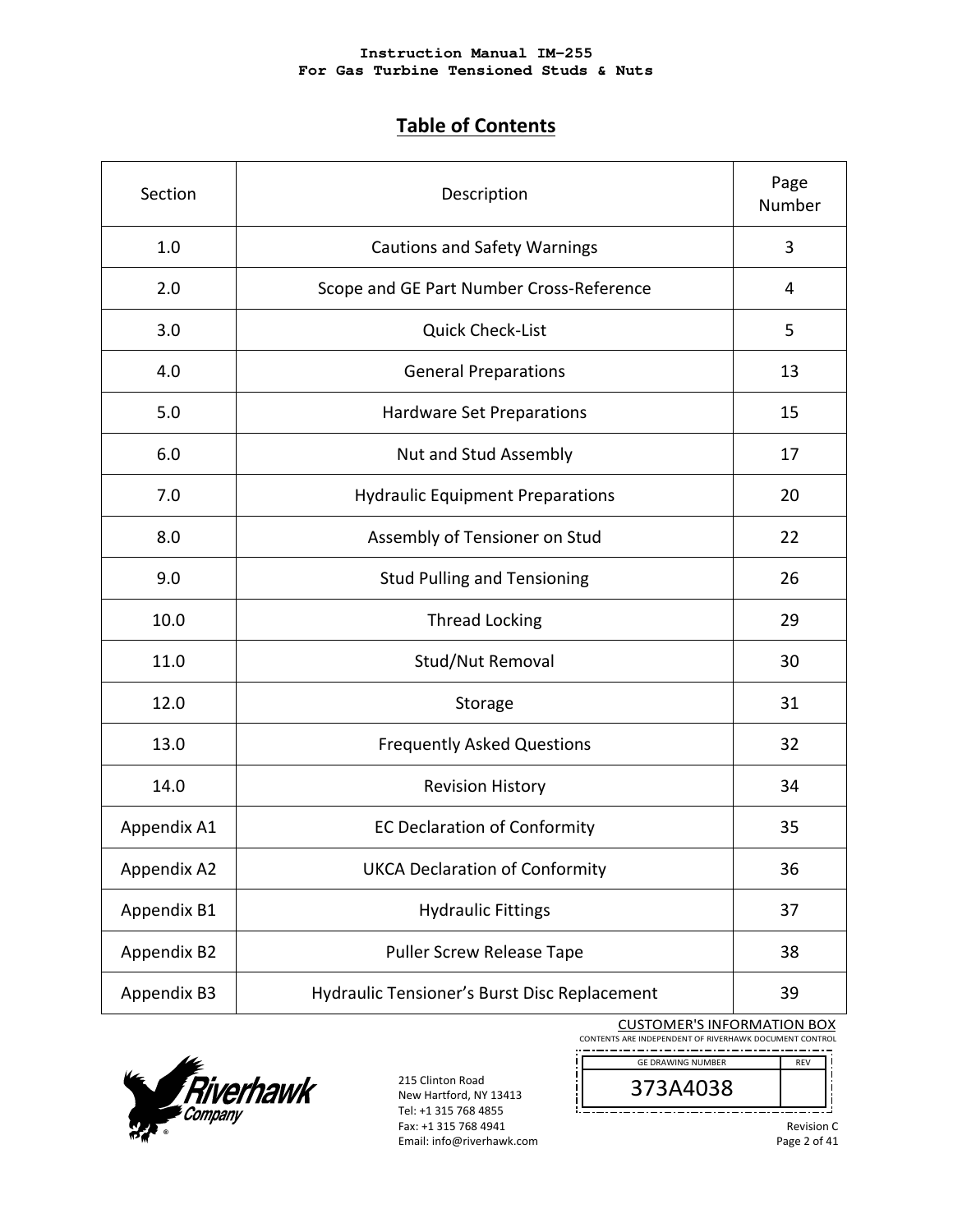## Table of Contents

| Section | Description | Page Number |
|---|---|---|
| 1.0 | Cautions and Safety Warnings | 3 |
| 2.0 | Scope and GE Part Number Cross-Reference | 4 |
| 3.0 | Quick Check-List | 5 |
| 4.0 | General Preparations | 13 |
| 5.0 | Hardware Set Preparations | 15 |
| 6.0 | Nut and Stud Assembly | 17 |
| 7.0 | Hydraulic Equipment Preparations | 20 |
| 8.0 | Assembly of Tensioner on Stud | 22 |
| 9.0 | Stud Pulling and Tensioning | 26 |
| 10.0 | Thread Locking | 29 |
| 11.0 | Stud/Nut Removal | 30 |
| 12.0 | Storage | 31 |
| 13.0 | Frequently Asked Questions | 32 |
| 14.0 | Revision History | 34 |
| Appendix A1 | EC Declaration of Conformity | 35 |
| Appendix A2 | UKCA Declaration of Conformity | 36 |
| Appendix B1 | Hydraulic Fittings | 37 |
| Appendix B2 | Puller Screw Release Tape | 38 |
| Appendix B3 | Hydraulic Tensioner's Burst Disc Replacement | 39 |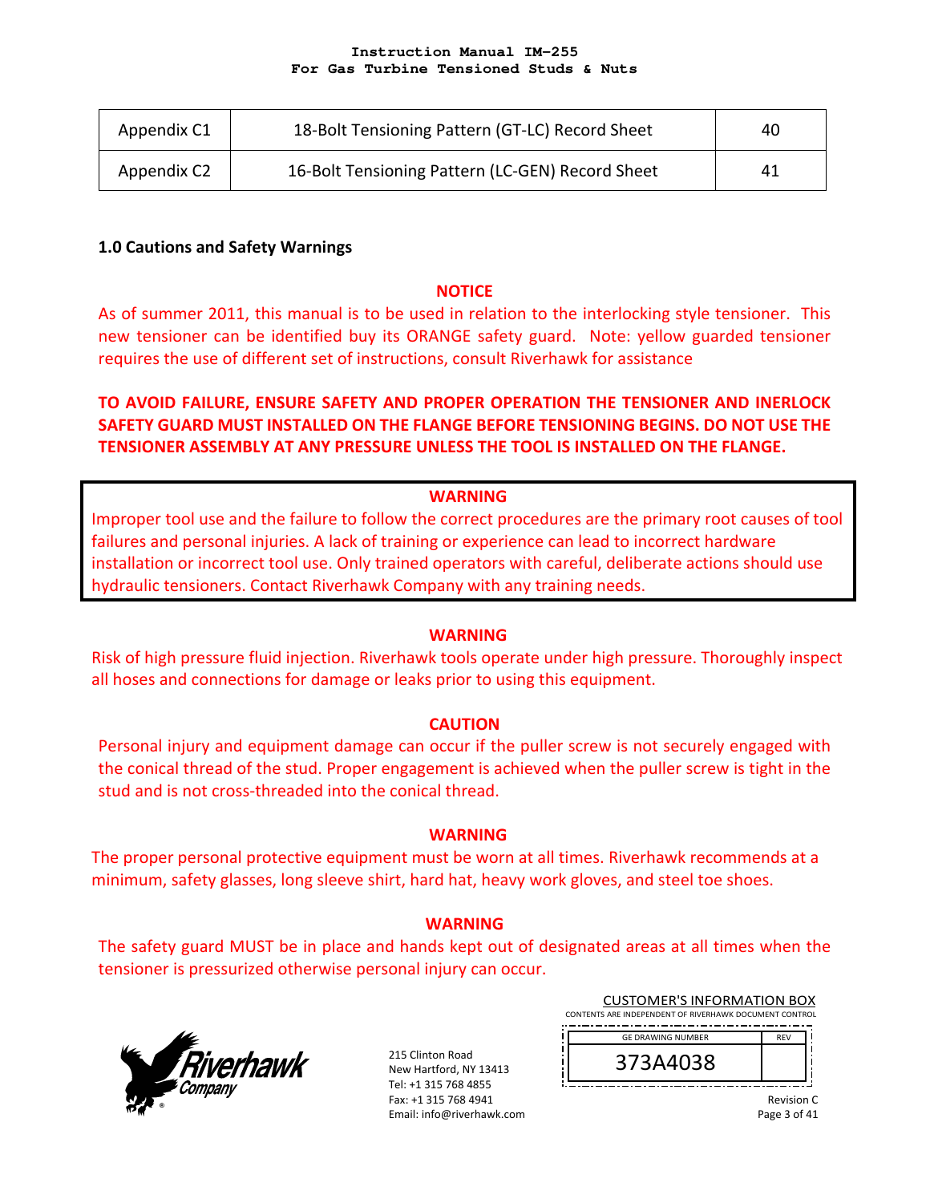| Appendix C1 | 18-Bolt Tensioning Pattern (GT-LC) Record Sheet | 40 |
|---|---|---|
| Appendix C2 | 16-Bolt Tensioning Pattern (LC-GEN) Record Sheet | 41 |

## 1.0 Cautions and Safety Warnings

**NOTICE**

As of summer 2011, this manual is to be used in relation to the interlocking style tensioner. This new tensioner can be identified buy its ORANGE safety guard. Note: yellow guarded tensioner requires the use of different set of instructions, consult Riverhawk for assistance

**TO AVOID FAILURE, ENSURE SAFETY AND PROPER OPERATION THE TENSIONER AND INERLOCK SAFETY GUARD MUST INSTALLED ON THE FLANGE BEFORE TENSIONING BEGINS. DO NOT USE THE TENSIONER ASSEMBLY AT ANY PRESSURE UNLESS THE TOOL IS INSTALLED ON THE FLANGE.**

**WARNING**

Improper tool use and the failure to follow the correct procedures are the primary root causes of tool failures and personal injuries. A lack of training or experience can lead to incorrect hardware installation or incorrect tool use. Only trained operators with careful, deliberate actions should use hydraulic tensioners. Contact Riverhawk Company with any training needs.

**WARNING**

Risk of high pressure fluid injection. Riverhawk tools operate under high pressure. Thoroughly inspect all hoses and connections for damage or leaks prior to using this equipment.

**CAUTION**

Personal injury and equipment damage can occur if the puller screw is not securely engaged with the conical thread of the stud. Proper engagement is achieved when the puller screw is tight in the stud and is not cross-threaded into the conical thread.

**WARNING**

The proper personal protective equipment must be worn at all times. Riverhawk recommends at a minimum, safety glasses, long sleeve shirt, hard hat, heavy work gloves, and steel toe shoes.

**WARNING**

The safety guard MUST be in place and hands kept out of designated areas at all times when the tensioner is pressurized otherwise personal injury can occur.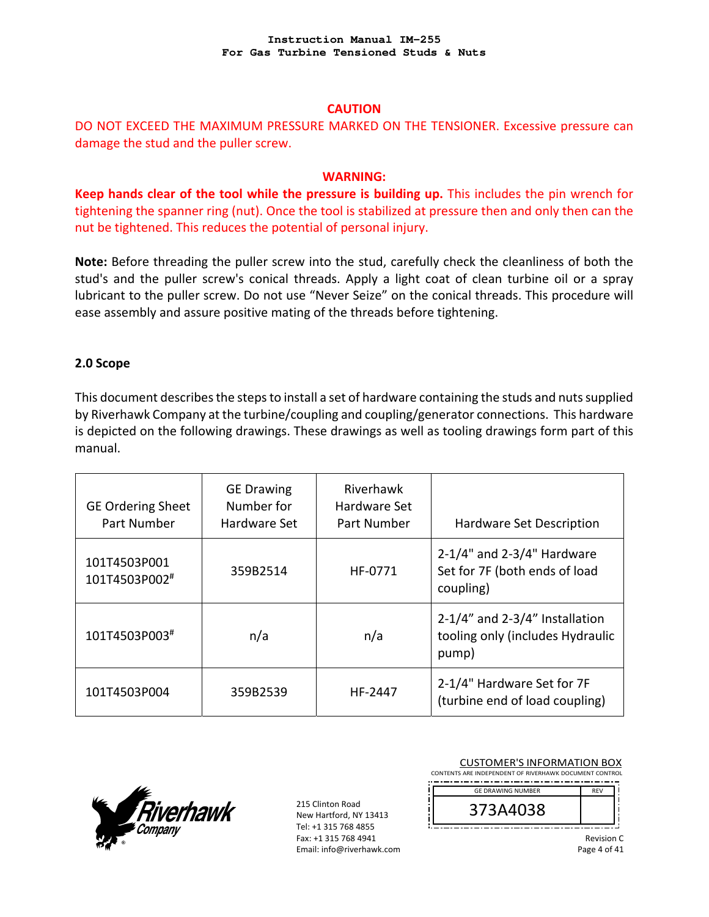**CAUTION**

DO NOT EXCEED THE MAXIMUM PRESSURE MARKED ON THE TENSIONER. Excessive pressure can damage the stud and the puller screw.

**WARNING:**

**Keep hands clear of the tool while the pressure is building up.** This includes the pin wrench for tightening the spanner ring (nut). Once the tool is stabilized at pressure then and only then can the nut be tightened. This reduces the potential of personal injury.

**Note:** Before threading the puller screw into the stud, carefully check the cleanliness of both the stud's and the puller screw's conical threads. Apply a light coat of clean turbine oil or a spray lubricant to the puller screw. Do not use "Never Seize" on the conical threads. This procedure will ease assembly and assure positive mating of the threads before tightening.

## 2.0 Scope

This document describes the steps to install a set of hardware containing the studs and nuts supplied by Riverhawk Company at the turbine/coupling and coupling/generator connections. This hardware is depicted on the following drawings. These drawings as well as tooling drawings form part of this manual.

| GE Ordering Sheet Part Number | GE Drawing Number for Hardware Set | Riverhawk Hardware Set Part Number | Hardware Set Description |
|---|---|---|---|
| 101T4503P001<br>101T4503P002# | 359B2514 | HF-0771 | 2-1/4" and 2-3/4" Hardware Set for 7F (both ends of load coupling) |
| 101T4503P003# | n/a | n/a | 2-1/4" and 2-3/4" Installation tooling only (includes Hydraulic pump) |
| 101T4503P004 | 359B2539 | HF-2447 | 2-1/4" Hardware Set for 7F (turbine end of load coupling) |

215 Clinton Road
New Hartford, NY 13413
Tel: +1 315 768 4855
Fax: +1 315 768 4941
Email: info@riverhawk.com

CUSTOMER'S INFORMATION BOX
CONTENTS ARE INDEPENDENT OF RIVERHAWK DOCUMENT CONTROL

| GE DRAWING NUMBER | REV |
|---|---|
| 373A4038 | |

Revision C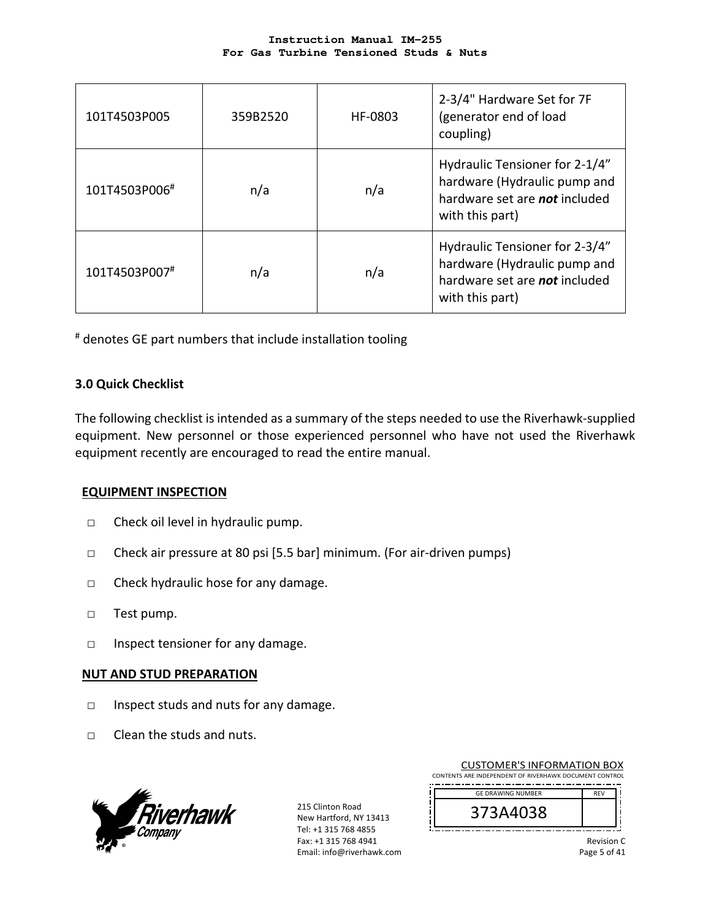| 101T4503P005 | 359B2520 | HF-0803 | 2-3/4" Hardware Set for 7F (generator end of load coupling) |
|---|---|---|---|
| 101T4503P006[#] | n/a | n/a | Hydraulic Tensioner for 2-1/4" hardware (Hydraulic pump and hardware set are ***not*** included with this part) |
| 101T4503P007[#] | n/a | n/a | Hydraulic Tensioner for 2-3/4" hardware (Hydraulic pump and hardware set are ***not*** included with this part) |

[#] denotes GE part numbers that include installation tooling

## 3.0 Quick Checklist

The following checklist is intended as a summary of the steps needed to use the Riverhawk-supplied equipment. New personnel or those experienced personnel who have not used the Riverhawk equipment recently are encouraged to read the entire manual.

**EQUIPMENT INSPECTION**

- □ Check oil level in hydraulic pump.
- □ Check air pressure at 80 psi [5.5 bar] minimum. (For air-driven pumps)
- □ Check hydraulic hose for any damage.
- □ Test pump.
- □ Inspect tensioner for any damage.

**NUT AND STUD PREPARATION**

- □ Inspect studs and nuts for any damage.
- □ Clean the studs and nuts.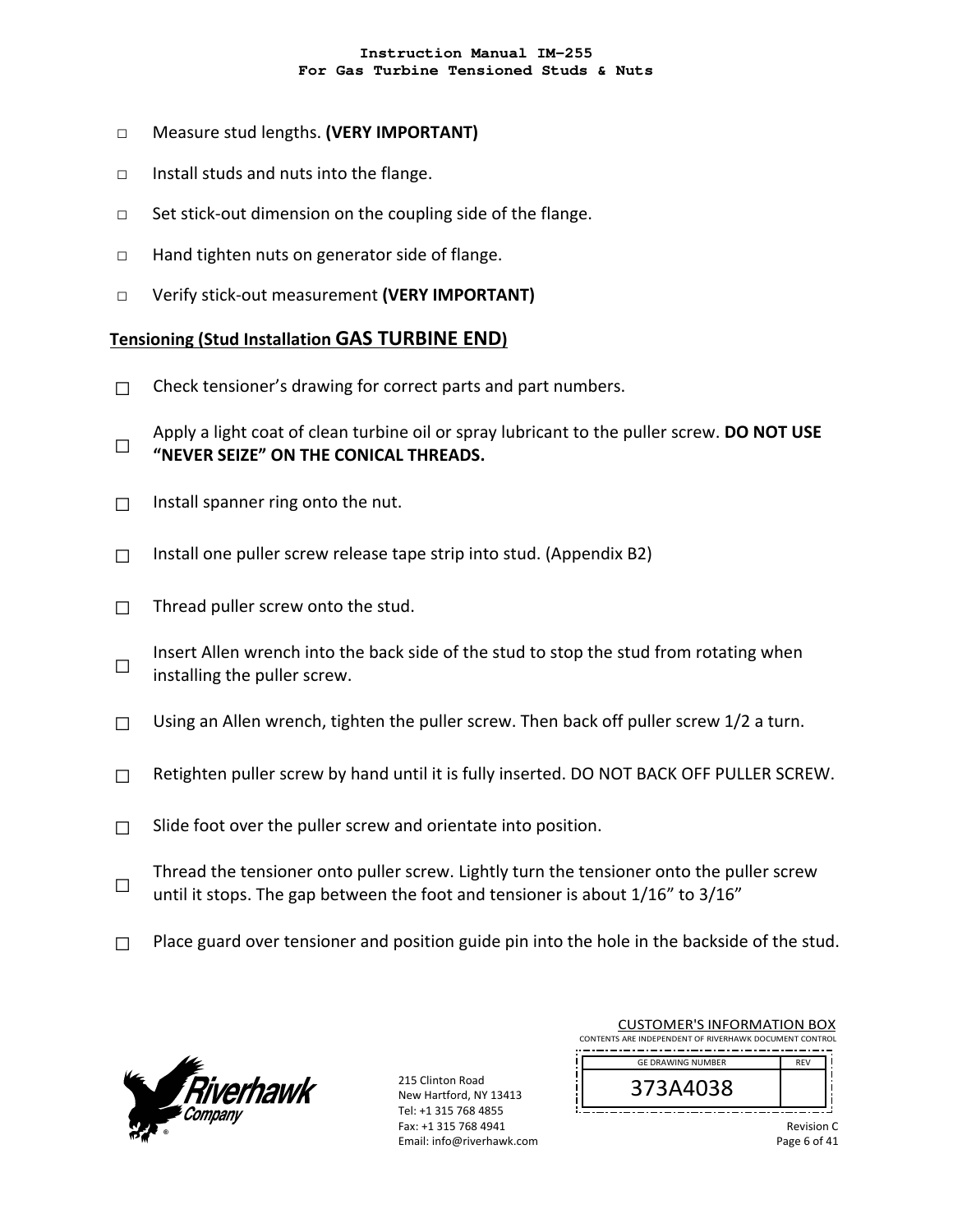- □ Measure stud lengths. **(VERY IMPORTANT)**
- □ Install studs and nuts into the flange.
- □ Set stick-out dimension on the coupling side of the flange.
- □ Hand tighten nuts on generator side of flange.
- □ Verify stick-out measurement **(VERY IMPORTANT)**

## Tensioning (Stud Installation GAS TURBINE END)

- ☐ Check tensioner's drawing for correct parts and part numbers.
- ☐ Apply a light coat of clean turbine oil or spray lubricant to the puller screw. **DO NOT USE "NEVER SEIZE" ON THE CONICAL THREADS.**
- ☐ Install spanner ring onto the nut.
- ☐ Install one puller screw release tape strip into stud. (Appendix B2)
- ☐ Thread puller screw onto the stud.
- ☐ Insert Allen wrench into the back side of the stud to stop the stud from rotating when installing the puller screw.
- ☐ Using an Allen wrench, tighten the puller screw. Then back off puller screw 1/2 a turn.
- ☐ Retighten puller screw by hand until it is fully inserted. DO NOT BACK OFF PULLER SCREW.
- ☐ Slide foot over the puller screw and orientate into position.
- ☐ Thread the tensioner onto puller screw. Lightly turn the tensioner onto the puller screw until it stops. The gap between the foot and tensioner is about 1/16" to 3/16"
- ☐ Place guard over tensioner and position guide pin into the hole in the backside of the stud.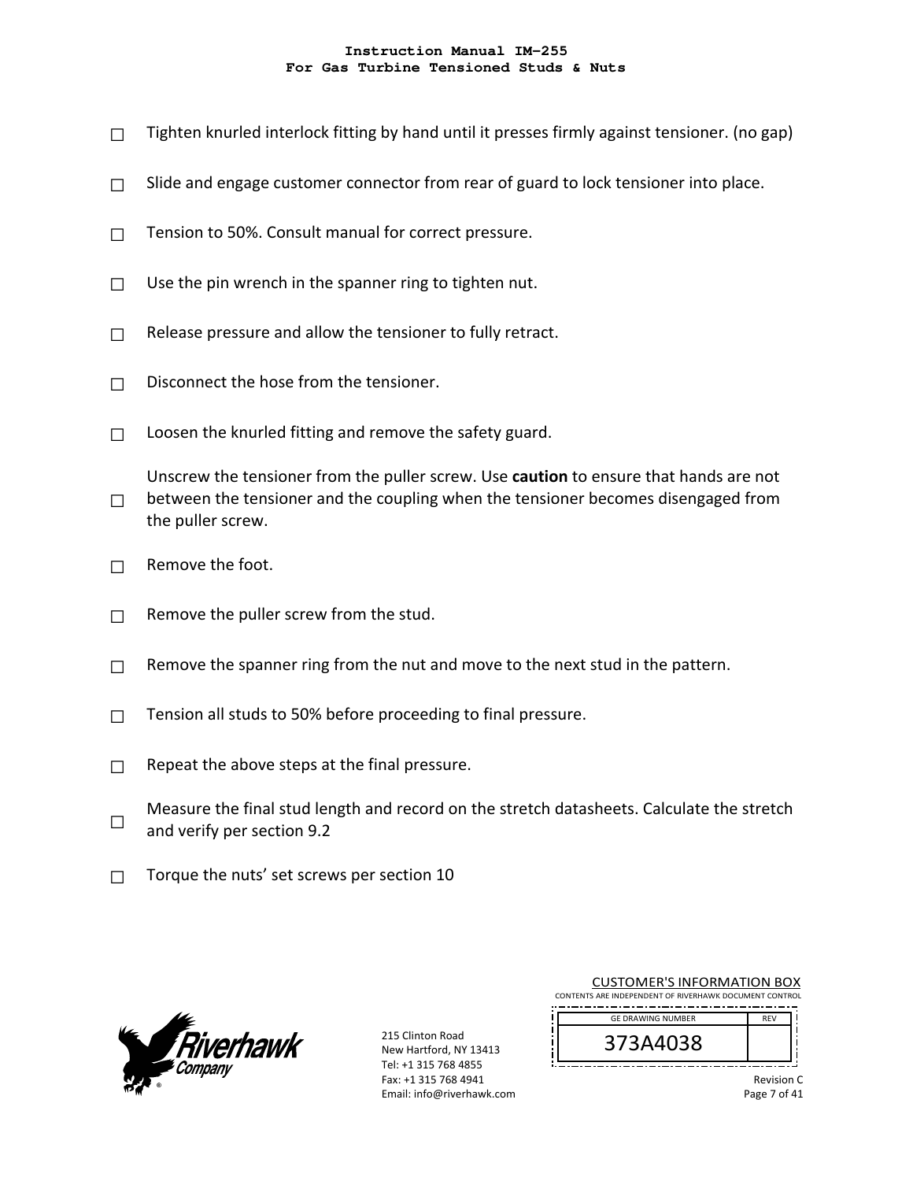- ☐ Tighten knurled interlock fitting by hand until it presses firmly against tensioner. (no gap)
- ☐ Slide and engage customer connector from rear of guard to lock tensioner into place.
- ☐ Tension to 50%. Consult manual for correct pressure.
- ☐ Use the pin wrench in the spanner ring to tighten nut.
- ☐ Release pressure and allow the tensioner to fully retract.
- ☐ Disconnect the hose from the tensioner.
- ☐ Loosen the knurled fitting and remove the safety guard.
- ☐ Unscrew the tensioner from the puller screw. Use **caution** to ensure that hands are not between the tensioner and the coupling when the tensioner becomes disengaged from the puller screw.
- ☐ Remove the foot.
- ☐ Remove the puller screw from the stud.
- ☐ Remove the spanner ring from the nut and move to the next stud in the pattern.
- ☐ Tension all studs to 50% before proceeding to final pressure.
- ☐ Repeat the above steps at the final pressure.
- ☐ Measure the final stud length and record on the stretch datasheets. Calculate the stretch and verify per section 9.2
- ☐ Torque the nuts' set screws per section 10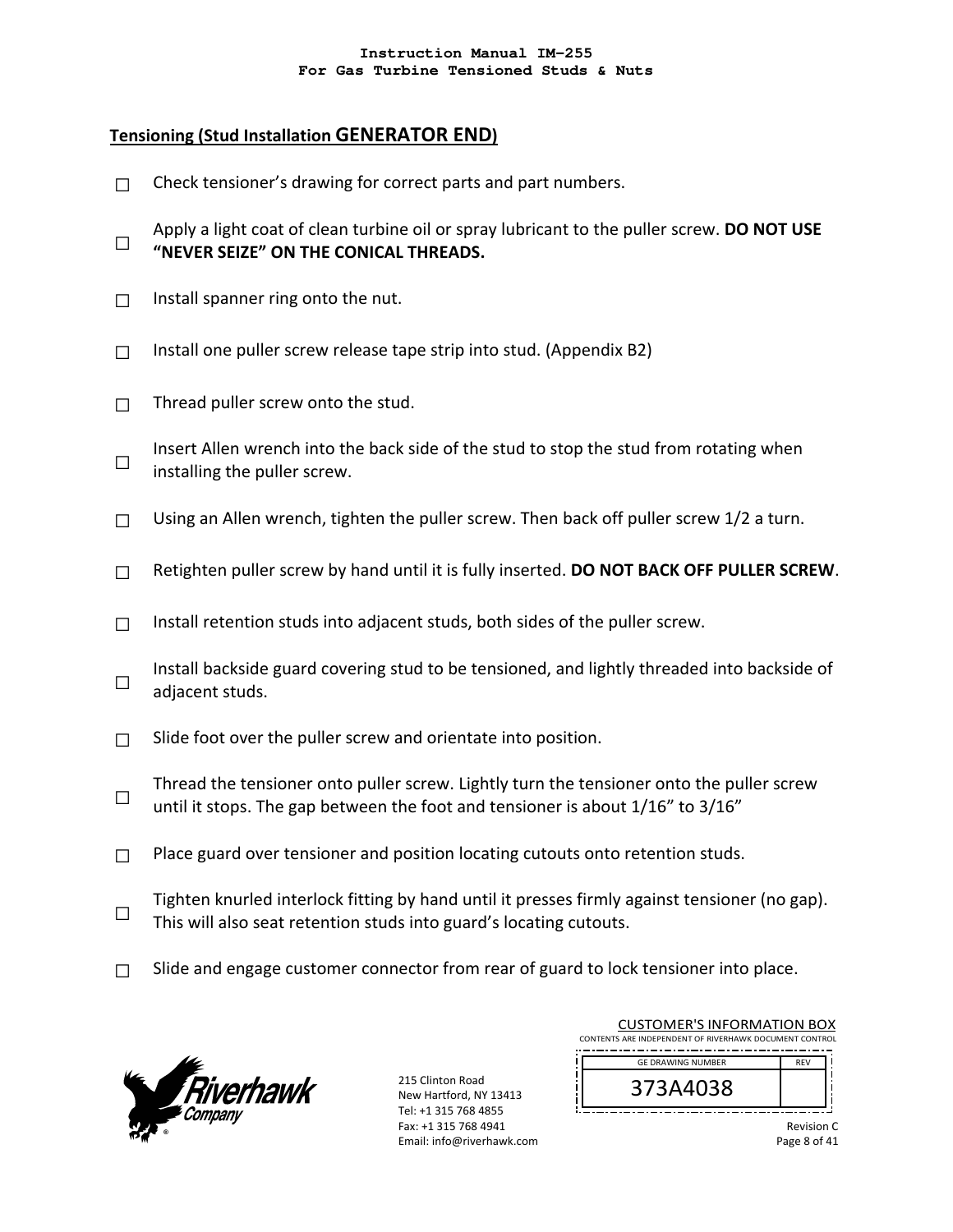## Tensioning (Stud Installation GENERATOR END)

- ☐ Check tensioner's drawing for correct parts and part numbers.
- ☐ Apply a light coat of clean turbine oil or spray lubricant to the puller screw. **DO NOT USE "NEVER SEIZE" ON THE CONICAL THREADS.**
- ☐ Install spanner ring onto the nut.
- ☐ Install one puller screw release tape strip into stud. (Appendix B2)
- ☐ Thread puller screw onto the stud.
- ☐ Insert Allen wrench into the back side of the stud to stop the stud from rotating when installing the puller screw.
- ☐ Using an Allen wrench, tighten the puller screw. Then back off puller screw 1/2 a turn.
- ☐ Retighten puller screw by hand until it is fully inserted. **DO NOT BACK OFF PULLER SCREW**.
- ☐ Install retention studs into adjacent studs, both sides of the puller screw.
- ☐ Install backside guard covering stud to be tensioned, and lightly threaded into backside of adjacent studs.
- ☐ Slide foot over the puller screw and orientate into position.
- ☐ Thread the tensioner onto puller screw. Lightly turn the tensioner onto the puller screw until it stops. The gap between the foot and tensioner is about 1/16" to 3/16"
- ☐ Place guard over tensioner and position locating cutouts onto retention studs.
- ☐ Tighten knurled interlock fitting by hand until it presses firmly against tensioner (no gap). This will also seat retention studs into guard's locating cutouts.
- ☐ Slide and engage customer connector from rear of guard to lock tensioner into place.

215 Clinton Road
New Hartford, NY 13413
Tel: +1 315 768 4855
Fax: +1 315 768 4941
Email: info@riverhawk.com

CUSTOMER'S INFORMATION BOX
CONTENTS ARE INDEPENDENT OF RIVERHAWK DOCUMENT CONTROL

| GE DRAWING NUMBER | REV |
|---|---|
| 373A4038 | |

Revision C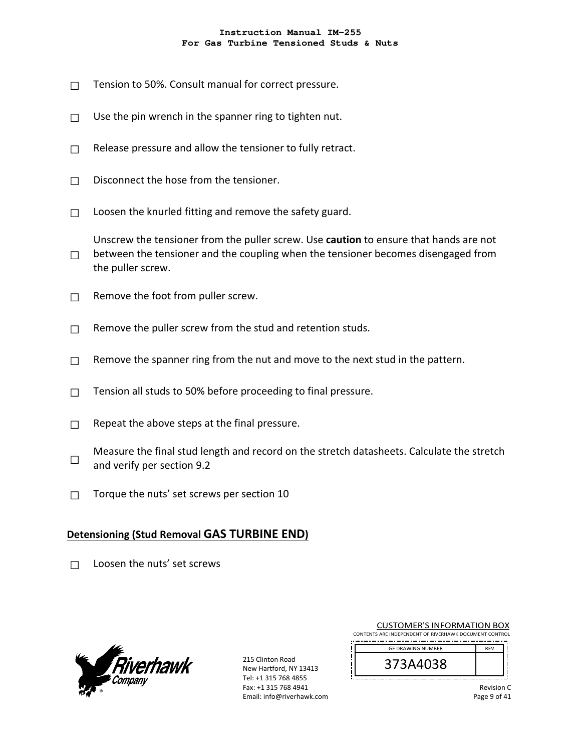☐ Tension to 50%. Consult manual for correct pressure.

☐ Use the pin wrench in the spanner ring to tighten nut.

☐ Release pressure and allow the tensioner to fully retract.

☐ Disconnect the hose from the tensioner.

☐ Loosen the knurled fitting and remove the safety guard.

☐ Unscrew the tensioner from the puller screw. Use **caution** to ensure that hands are not between the tensioner and the coupling when the tensioner becomes disengaged from the puller screw.

☐ Remove the foot from puller screw.

☐ Remove the puller screw from the stud and retention studs.

☐ Remove the spanner ring from the nut and move to the next stud in the pattern.

☐ Tension all studs to 50% before proceeding to final pressure.

☐ Repeat the above steps at the final pressure.

☐ Measure the final stud length and record on the stretch datasheets. Calculate the stretch and verify per section 9.2

☐ Torque the nuts' set screws per section 10

**Detensioning (Stud Removal GAS TURBINE END)**

☐ Loosen the nuts' set screws

215 Clinton Road
New Hartford, NY 13413
Tel: +1 315 768 4855
Fax: +1 315 768 4941
Email: info@riverhawk.com

CUSTOMER'S INFORMATION BOX
CONTENTS ARE INDEPENDENT OF RIVERHAWK DOCUMENT CONTROL

| GE DRAWING NUMBER | REV |
|---|---|
| 373A4038 | |

Revision C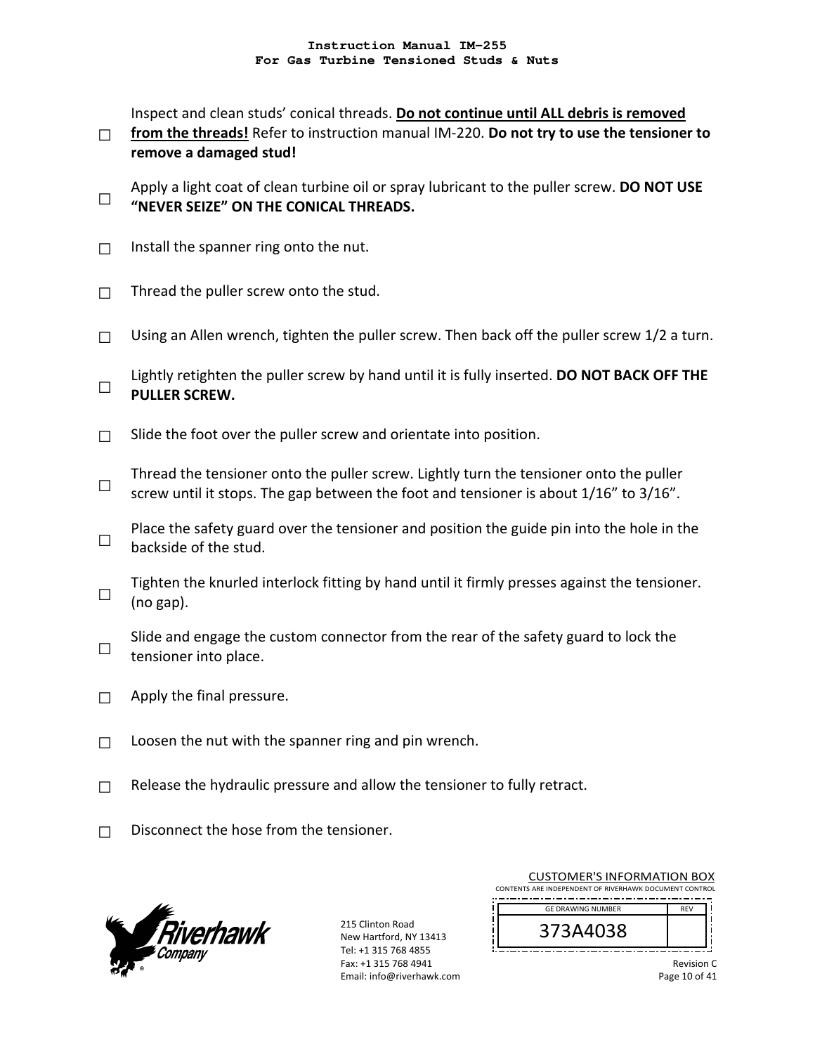☐ Inspect and clean studs' conical threads. **<u>Do not continue until ALL debris is removed from the threads!</u>** Refer to instruction manual IM-220. **Do not try to use the tensioner to remove a damaged stud!**

☐ Apply a light coat of clean turbine oil or spray lubricant to the puller screw. **DO NOT USE "NEVER SEIZE" ON THE CONICAL THREADS.**

☐ Install the spanner ring onto the nut.

☐ Thread the puller screw onto the stud.

☐ Using an Allen wrench, tighten the puller screw. Then back off the puller screw 1/2 a turn.

☐ Lightly retighten the puller screw by hand until it is fully inserted. **DO NOT BACK OFF THE PULLER SCREW.**

☐ Slide the foot over the puller screw and orientate into position.

☐ Thread the tensioner onto the puller screw. Lightly turn the tensioner onto the puller screw until it stops. The gap between the foot and tensioner is about 1/16" to 3/16".

☐ Place the safety guard over the tensioner and position the guide pin into the hole in the backside of the stud.

☐ Tighten the knurled interlock fitting by hand until it firmly presses against the tensioner. (no gap).

☐ Slide and engage the custom connector from the rear of the safety guard to lock the tensioner into place.

☐ Apply the final pressure.

☐ Loosen the nut with the spanner ring and pin wrench.

☐ Release the hydraulic pressure and allow the tensioner to fully retract.

☐ Disconnect the hose from the tensioner.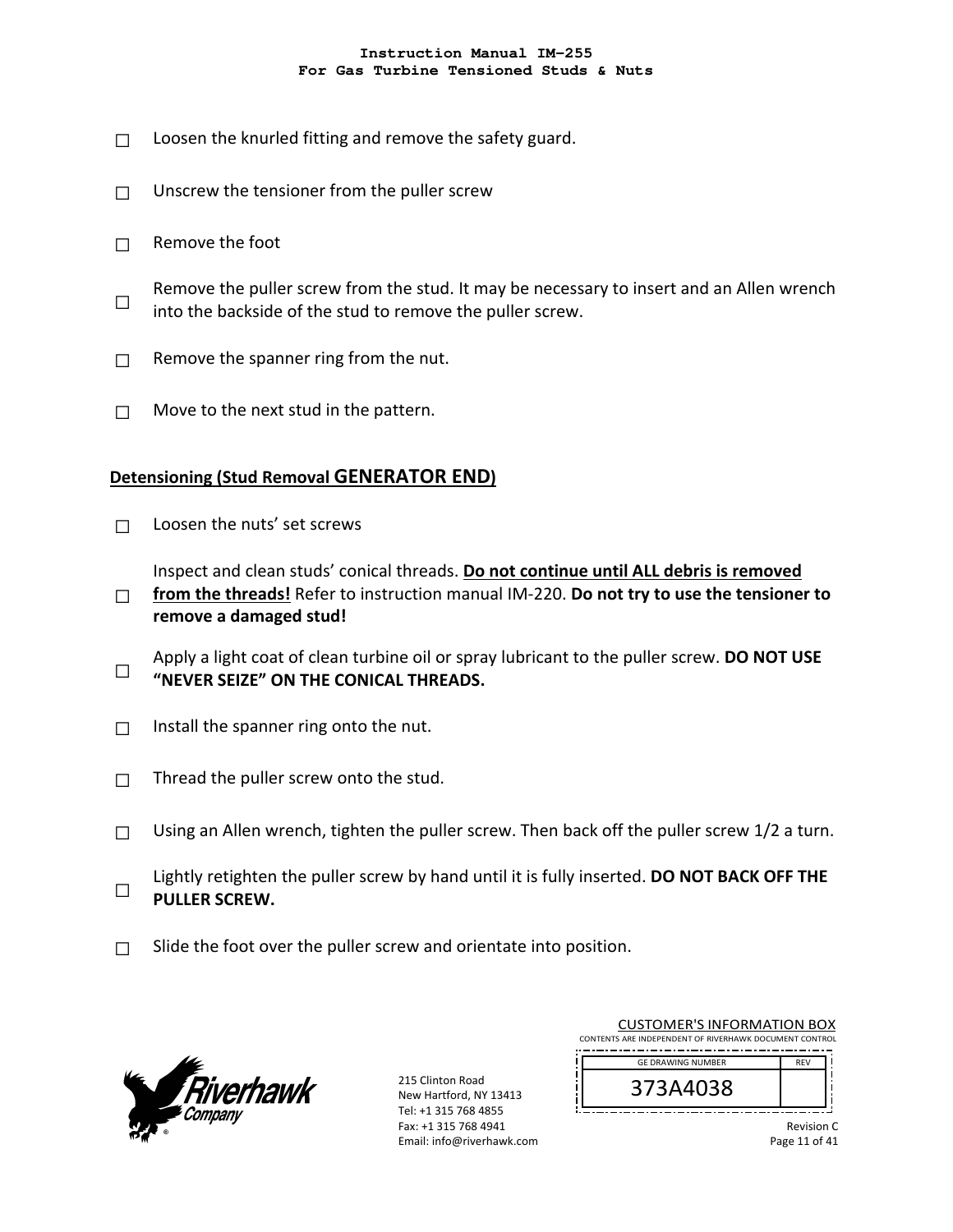☐ Loosen the knurled fitting and remove the safety guard.

☐ Unscrew the tensioner from the puller screw

☐ Remove the foot

☐ Remove the puller screw from the stud. It may be necessary to insert and an Allen wrench into the backside of the stud to remove the puller screw.

☐ Remove the spanner ring from the nut.

☐ Move to the next stud in the pattern.

## Detensioning (Stud Removal GENERATOR END)

☐ Loosen the nuts' set screws

☐ Inspect and clean studs' conical threads. **Do not continue until ALL debris is removed from the threads!** Refer to instruction manual IM-220. **Do not try to use the tensioner to remove a damaged stud!**

☐ Apply a light coat of clean turbine oil or spray lubricant to the puller screw. **DO NOT USE "NEVER SEIZE" ON THE CONICAL THREADS.**

☐ Install the spanner ring onto the nut.

☐ Thread the puller screw onto the stud.

☐ Using an Allen wrench, tighten the puller screw. Then back off the puller screw 1/2 a turn.

☐ Lightly retighten the puller screw by hand until it is fully inserted. **DO NOT BACK OFF THE PULLER SCREW.**

☐ Slide the foot over the puller screw and orientate into position.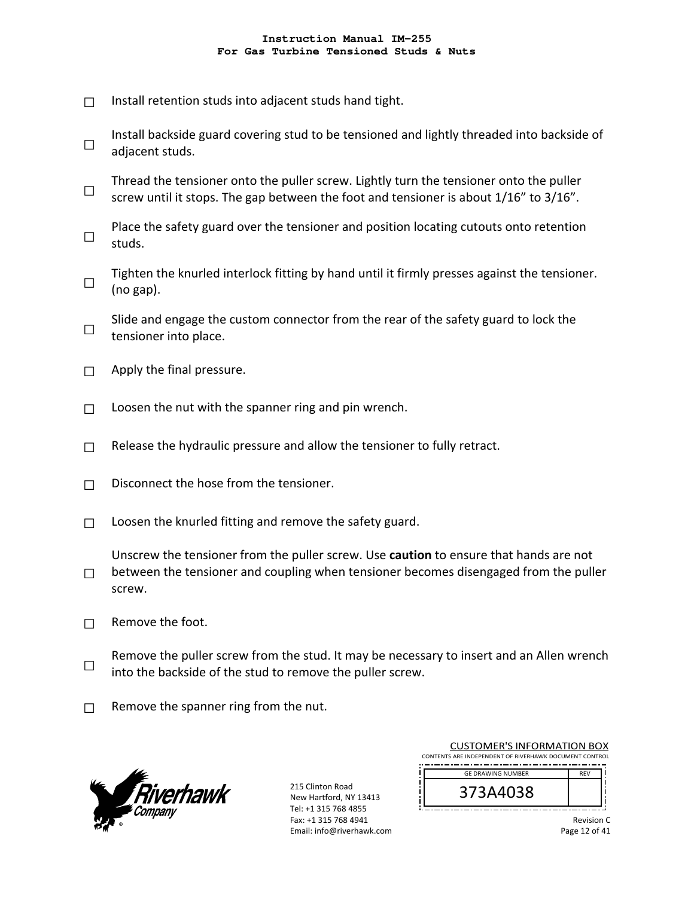- ☐ Install retention studs into adjacent studs hand tight.
- ☐ Install backside guard covering stud to be tensioned and lightly threaded into backside of adjacent studs.
- ☐ Thread the tensioner onto the puller screw. Lightly turn the tensioner onto the puller screw until it stops. The gap between the foot and tensioner is about 1/16" to 3/16".
- ☐ Place the safety guard over the tensioner and position locating cutouts onto retention studs.
- ☐ Tighten the knurled interlock fitting by hand until it firmly presses against the tensioner. (no gap).
- ☐ Slide and engage the custom connector from the rear of the safety guard to lock the tensioner into place.
- ☐ Apply the final pressure.
- ☐ Loosen the nut with the spanner ring and pin wrench.
- ☐ Release the hydraulic pressure and allow the tensioner to fully retract.
- ☐ Disconnect the hose from the tensioner.
- ☐ Loosen the knurled fitting and remove the safety guard.
- ☐ Unscrew the tensioner from the puller screw. Use **caution** to ensure that hands are not between the tensioner and coupling when tensioner becomes disengaged from the puller screw.
- ☐ Remove the foot.
- ☐ Remove the puller screw from the stud. It may be necessary to insert and an Allen wrench into the backside of the stud to remove the puller screw.
- ☐ Remove the spanner ring from the nut.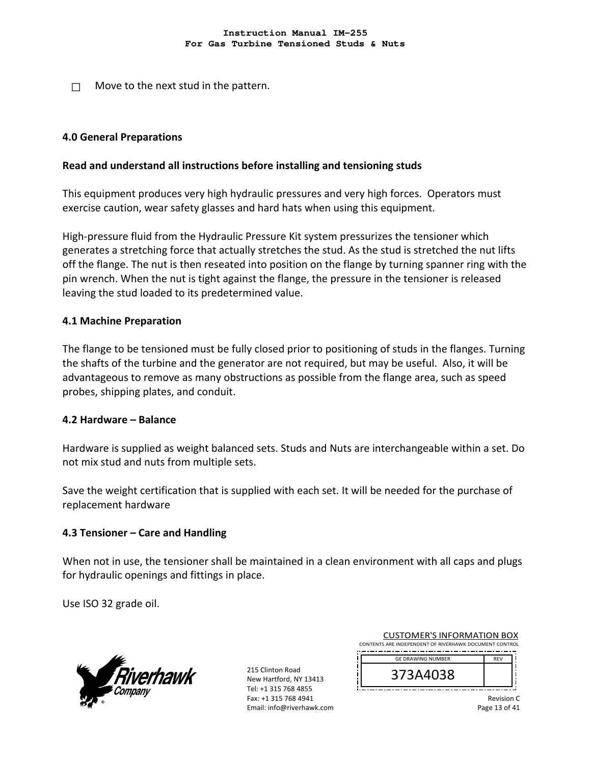☐ Move to the next stud in the pattern.

## 4.0 General Preparations

**Read and understand all instructions before installing and tensioning studs**

This equipment produces very high hydraulic pressures and very high forces. Operators must exercise caution, wear safety glasses and hard hats when using this equipment.

High-pressure fluid from the Hydraulic Pressure Kit system pressurizes the tensioner which generates a stretching force that actually stretches the stud. As the stud is stretched the nut lifts off the flange. The nut is then reseated into position on the flange by turning spanner ring with the pin wrench. When the nut is tight against the flange, the pressure in the tensioner is released leaving the stud loaded to its predetermined value.

### 4.1 Machine Preparation

The flange to be tensioned must be fully closed prior to positioning of studs in the flanges. Turning the shafts of the turbine and the generator are not required, but may be useful. Also, it will be advantageous to remove as many obstructions as possible from the flange area, such as speed probes, shipping plates, and conduit.

### 4.2 Hardware – Balance

Hardware is supplied as weight balanced sets. Studs and Nuts are interchangeable within a set. Do not mix stud and nuts from multiple sets.

Save the weight certification that is supplied with each set. It will be needed for the purchase of replacement hardware

### 4.3 Tensioner – Care and Handling

When not in use, the tensioner shall be maintained in a clean environment with all caps and plugs for hydraulic openings and fittings in place.

Use ISO 32 grade oil.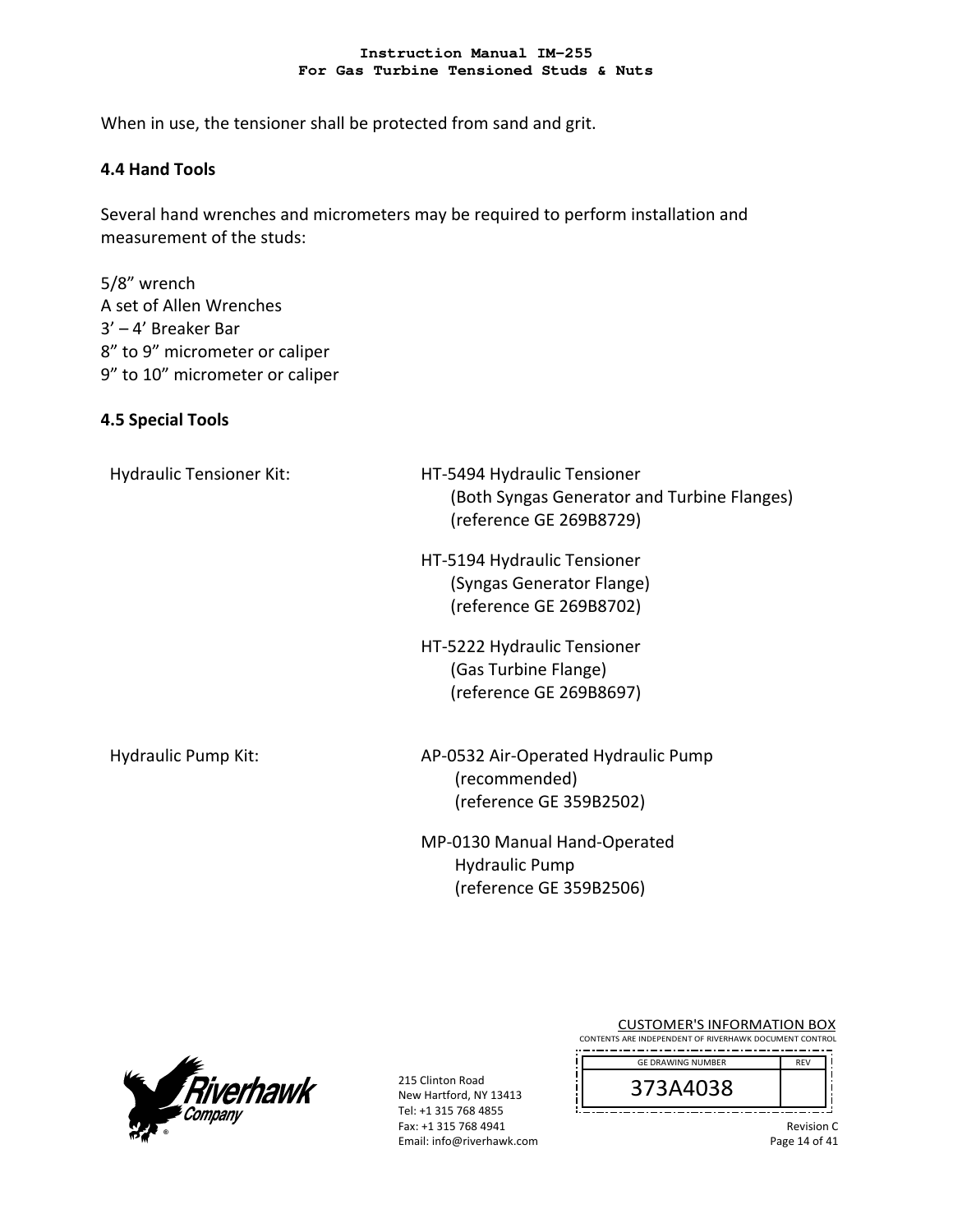When in use, the tensioner shall be protected from sand and grit.

## 4.4 Hand Tools

Several hand wrenches and micrometers may be required to perform installation and measurement of the studs:

5/8” wrench
A set of Allen Wrenches
3’ – 4’ Breaker Bar
8” to 9” micrometer or caliper
9” to 10” micrometer or caliper

## 4.5 Special Tools

Hydraulic Tensioner Kit:

HT-5494 Hydraulic Tensioner
(Both Syngas Generator and Turbine Flanges)
(reference GE 269B8729)

HT-5194 Hydraulic Tensioner
(Syngas Generator Flange)
(reference GE 269B8702)

HT-5222 Hydraulic Tensioner
(Gas Turbine Flange)
(reference GE 269B8697)

Hydraulic Pump Kit:

AP-0532 Air-Operated Hydraulic Pump
(recommended)
(reference GE 359B2502)

MP-0130 Manual Hand-Operated
Hydraulic Pump
(reference GE 359B2506)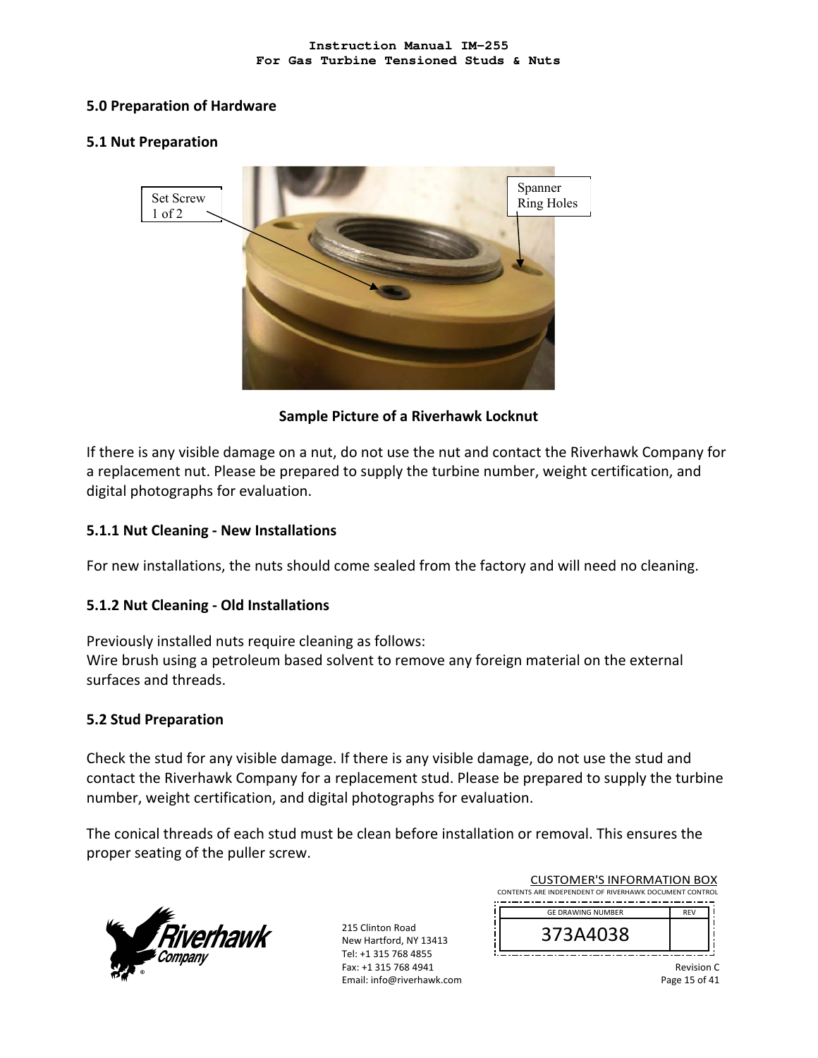## 5.0 Preparation of Hardware

### 5.1 Nut Preparation

Set Screw 1 of 2

Spanner Ring Holes

**Sample Picture of a Riverhawk Locknut**

If there is any visible damage on a nut, do not use the nut and contact the Riverhawk Company for a replacement nut. Please be prepared to supply the turbine number, weight certification, and digital photographs for evaluation.

#### 5.1.1 Nut Cleaning - New Installations

For new installations, the nuts should come sealed from the factory and will need no cleaning.

#### 5.1.2 Nut Cleaning - Old Installations

Previously installed nuts require cleaning as follows:
Wire brush using a petroleum based solvent to remove any foreign material on the external surfaces and threads.

### 5.2 Stud Preparation

Check the stud for any visible damage. If there is any visible damage, do not use the stud and contact the Riverhawk Company for a replacement stud. Please be prepared to supply the turbine number, weight certification, and digital photographs for evaluation.

The conical threads of each stud must be clean before installation or removal. This ensures the proper seating of the puller screw.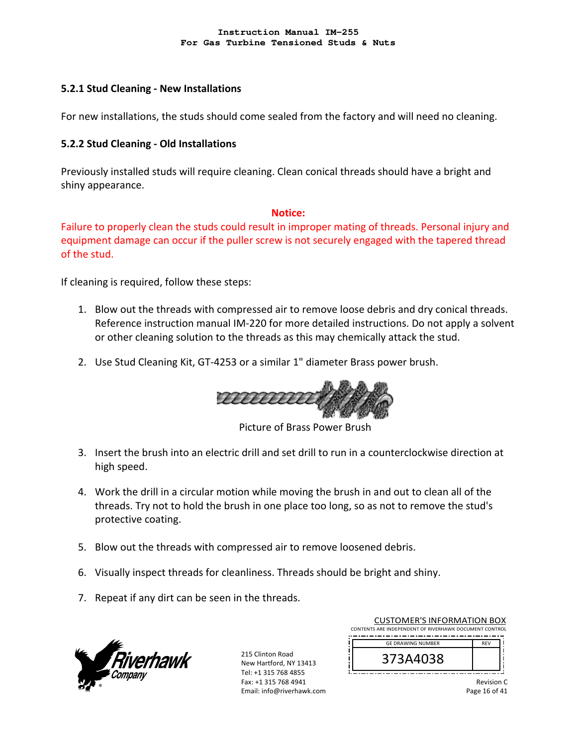### 5.2.1 Stud Cleaning - New Installations

For new installations, the studs should come sealed from the factory and will need no cleaning.

### 5.2.2 Stud Cleaning - Old Installations

Previously installed studs will require cleaning. Clean conical threads should have a bright and shiny appearance.

**Notice:**

Failure to properly clean the studs could result in improper mating of threads. Personal injury and equipment damage can occur if the puller screw is not securely engaged with the tapered thread of the stud.

If cleaning is required, follow these steps:

1. Blow out the threads with compressed air to remove loose debris and dry conical threads. Reference instruction manual IM-220 for more detailed instructions. Do not apply a solvent or other cleaning solution to the threads as this may chemically attack the stud.

2. Use Stud Cleaning Kit, GT-4253 or a similar 1" diameter Brass power brush.

   Picture of Brass Power Brush

3. Insert the brush into an electric drill and set drill to run in a counterclockwise direction at high speed.

4. Work the drill in a circular motion while moving the brush in and out to clean all of the threads. Try not to hold the brush in one place too long, so as not to remove the stud's protective coating.

5. Blow out the threads with compressed air to remove loosened debris.

6. Visually inspect threads for cleanliness. Threads should be bright and shiny.

7. Repeat if any dirt can be seen in the threads.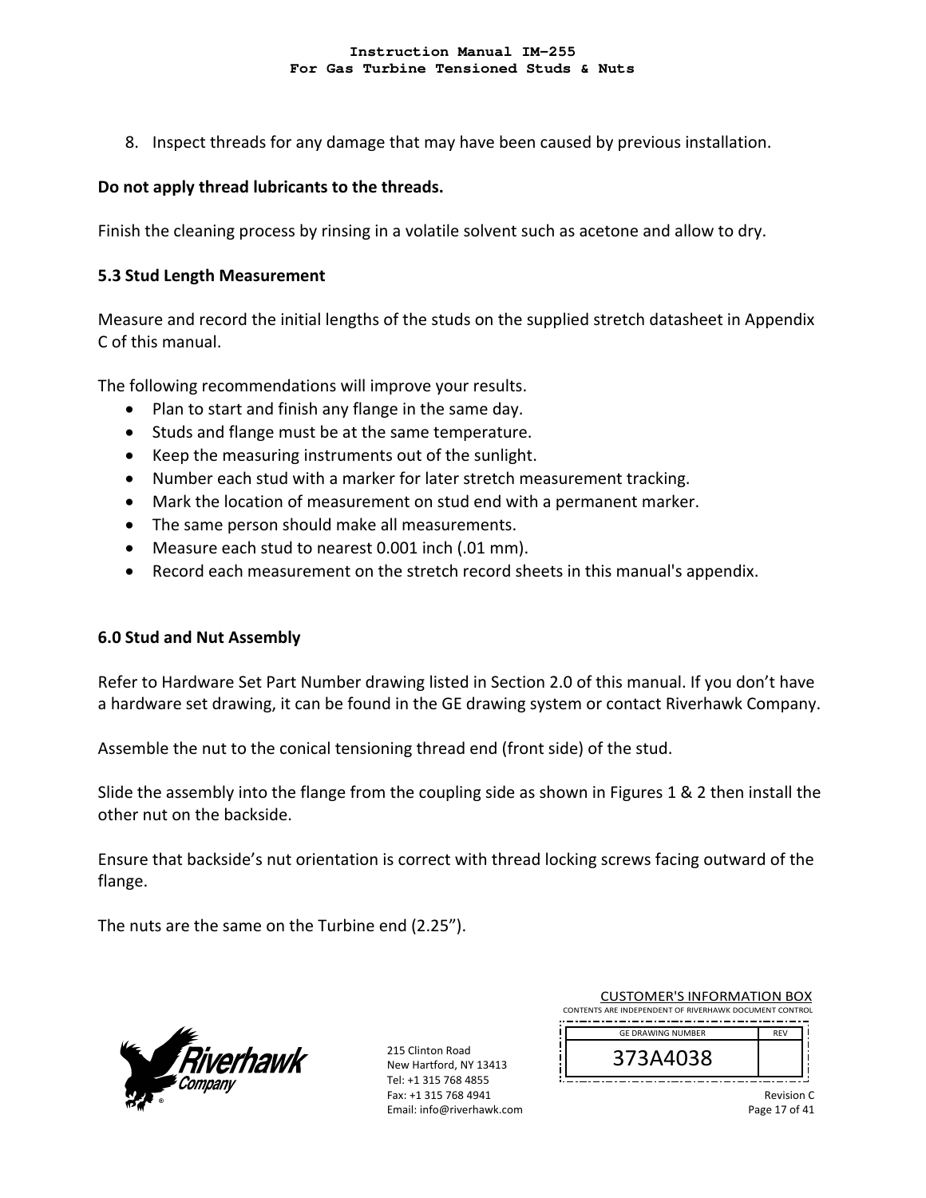8. Inspect threads for any damage that may have been caused by previous installation.

**Do not apply thread lubricants to the threads.**

Finish the cleaning process by rinsing in a volatile solvent such as acetone and allow to dry.

### 5.3 Stud Length Measurement

Measure and record the initial lengths of the studs on the supplied stretch datasheet in Appendix C of this manual.

The following recommendations will improve your results.

- Plan to start and finish any flange in the same day.
- Studs and flange must be at the same temperature.
- Keep the measuring instruments out of the sunlight.
- Number each stud with a marker for later stretch measurement tracking.
- Mark the location of measurement on stud end with a permanent marker.
- The same person should make all measurements.
- Measure each stud to nearest 0.001 inch (.01 mm).
- Record each measurement on the stretch record sheets in this manual's appendix.

## 6.0 Stud and Nut Assembly

Refer to Hardware Set Part Number drawing listed in Section 2.0 of this manual. If you don't have a hardware set drawing, it can be found in the GE drawing system or contact Riverhawk Company.

Assemble the nut to the conical tensioning thread end (front side) of the stud.

Slide the assembly into the flange from the coupling side as shown in Figures 1 & 2 then install the other nut on the backside.

Ensure that backside's nut orientation is correct with thread locking screws facing outward of the flange.

The nuts are the same on the Turbine end (2.25").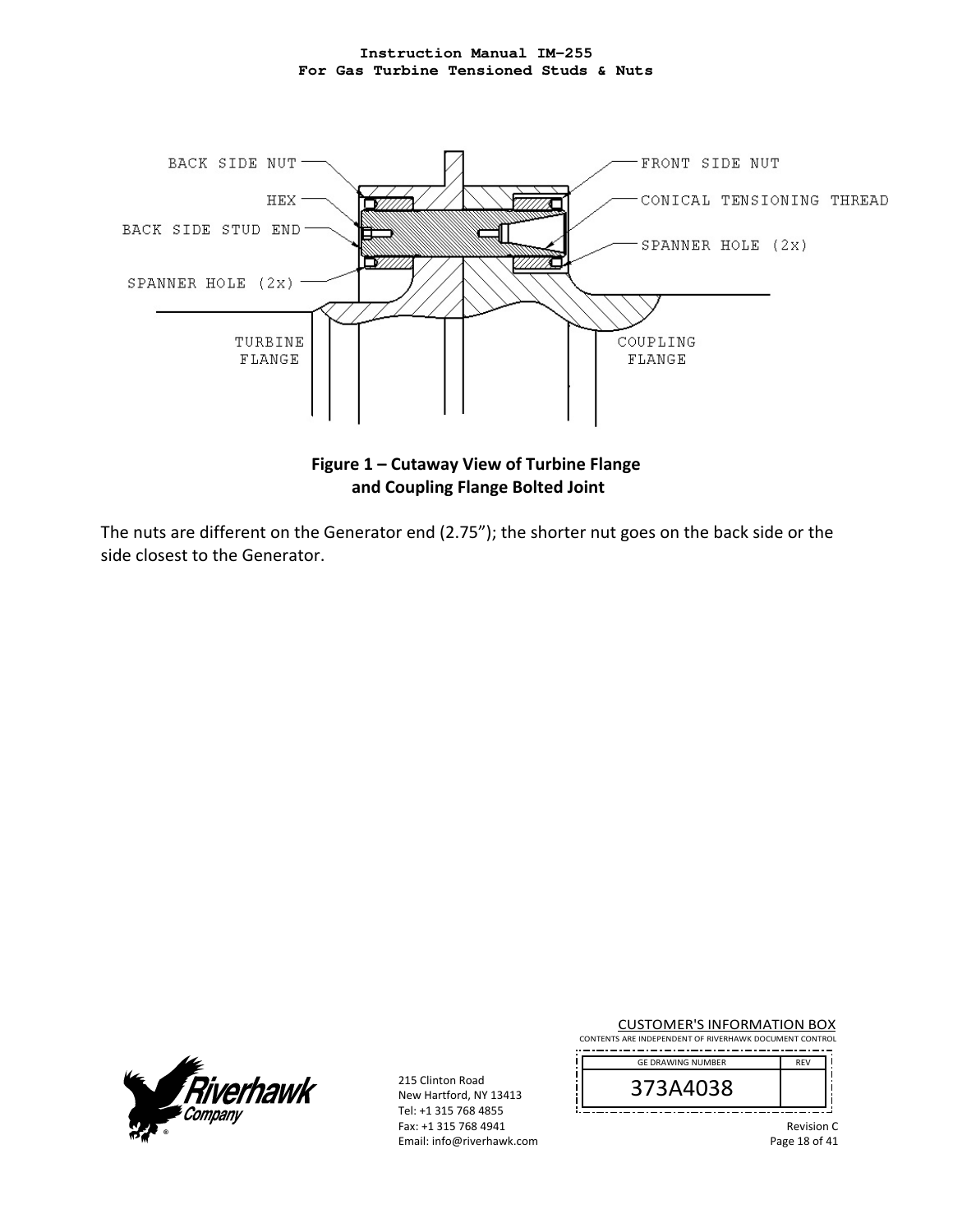BACK SIDE NUT

HEX

BACK SIDE STUD END

SPANNER HOLE (2x)

FRONT SIDE NUT

CONICAL TENSIONING THREAD

SPANNER HOLE (2x)

TURBINE FLANGE

COUPLING FLANGE

**Figure 1 – Cutaway View of Turbine Flange and Coupling Flange Bolted Joint**

The nuts are different on the Generator end (2.75”); the shorter nut goes on the back side or the side closest to the Generator.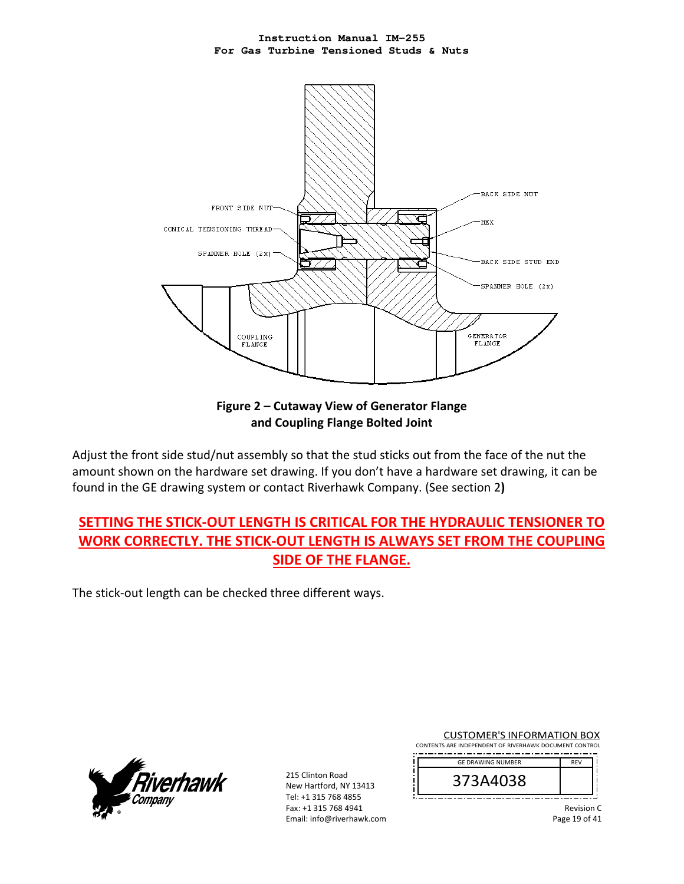**Figure 2 – Cutaway View of Generator Flange and Coupling Flange Bolted Joint**

Adjust the front side stud/nut assembly so that the stud sticks out from the face of the nut the amount shown on the hardware set drawing. If you don't have a hardware set drawing, it can be found in the GE drawing system or contact Riverhawk Company. (See section 2**)**

**SETTING THE STICK-OUT LENGTH IS CRITICAL FOR THE HYDRAULIC TENSIONER TO WORK CORRECTLY. THE STICK-OUT LENGTH IS ALWAYS SET FROM THE COUPLING SIDE OF THE FLANGE.**

The stick-out length can be checked three different ways.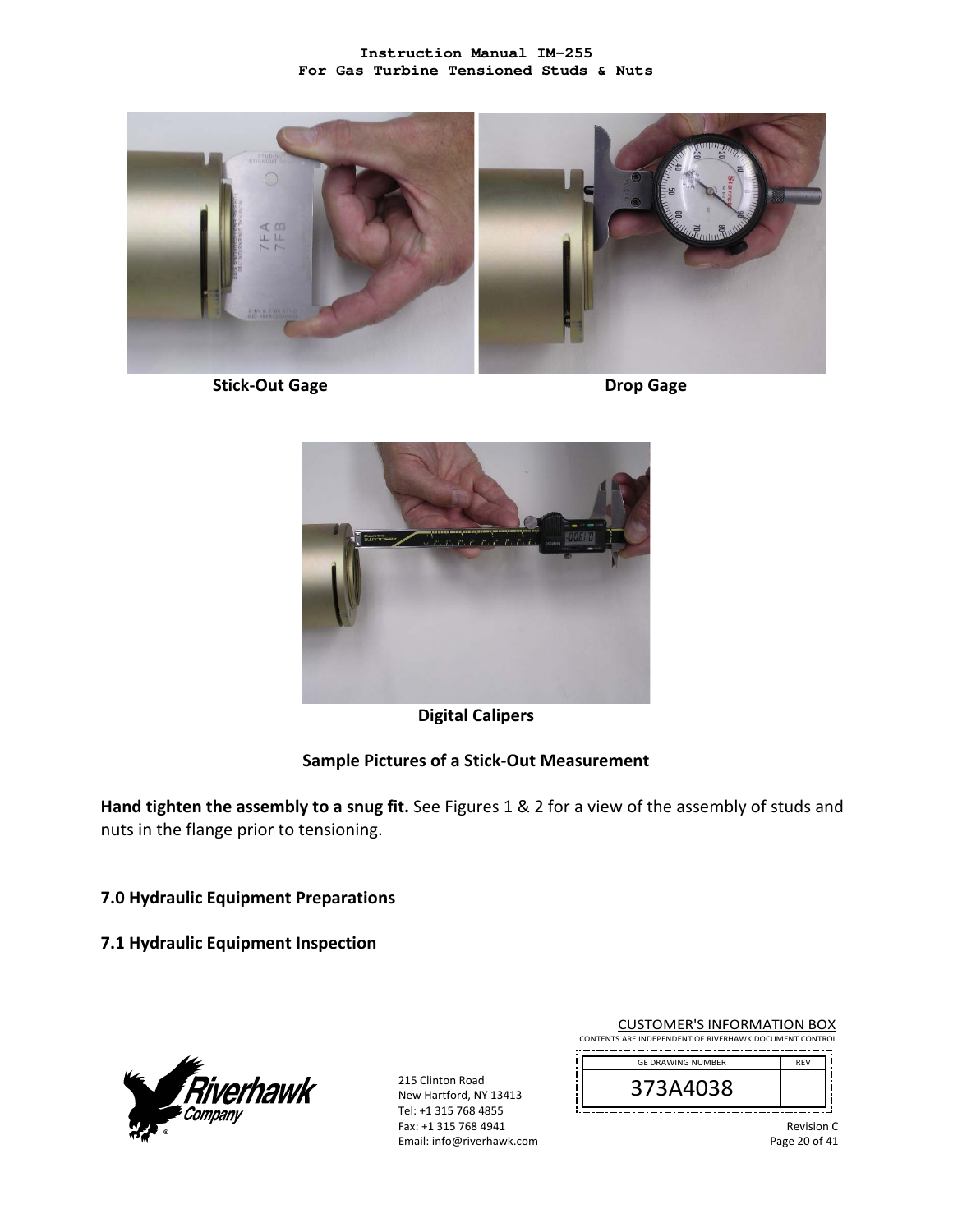Stick-Out Gage

Drop Gage

Digital Calipers

**Sample Pictures of a Stick-Out Measurement**

**Hand tighten the assembly to a snug fit.** See Figures 1 & 2 for a view of the assembly of studs and nuts in the flange prior to tensioning.

## 7.0 Hydraulic Equipment Preparations

### 7.1 Hydraulic Equipment Inspection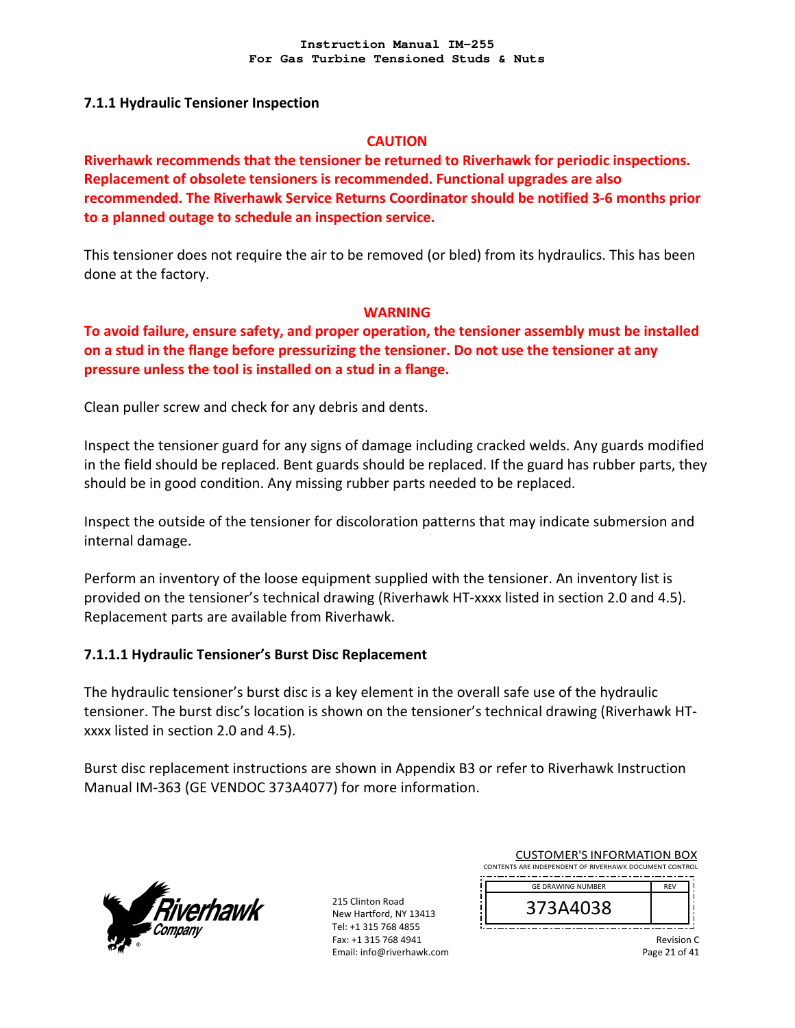### 7.1.1 Hydraulic Tensioner Inspection

**CAUTION**

**Riverhawk recommends that the tensioner be returned to Riverhawk for periodic inspections. Replacement of obsolete tensioners is recommended. Functional upgrades are also recommended. The Riverhawk Service Returns Coordinator should be notified 3-6 months prior to a planned outage to schedule an inspection service.**

This tensioner does not require the air to be removed (or bled) from its hydraulics. This has been done at the factory.

**WARNING**

**To avoid failure, ensure safety, and proper operation, the tensioner assembly must be installed on a stud in the flange before pressurizing the tensioner. Do not use the tensioner at any pressure unless the tool is installed on a stud in a flange.**

Clean puller screw and check for any debris and dents.

Inspect the tensioner guard for any signs of damage including cracked welds. Any guards modified in the field should be replaced. Bent guards should be replaced. If the guard has rubber parts, they should be in good condition. Any missing rubber parts needed to be replaced.

Inspect the outside of the tensioner for discoloration patterns that may indicate submersion and internal damage.

Perform an inventory of the loose equipment supplied with the tensioner. An inventory list is provided on the tensioner's technical drawing (Riverhawk HT-xxxx listed in section 2.0 and 4.5). Replacement parts are available from Riverhawk.

#### 7.1.1.1 Hydraulic Tensioner's Burst Disc Replacement

The hydraulic tensioner's burst disc is a key element in the overall safe use of the hydraulic tensioner. The burst disc's location is shown on the tensioner's technical drawing (Riverhawk HT-xxxx listed in section 2.0 and 4.5).

Burst disc replacement instructions are shown in Appendix B3 or refer to Riverhawk Instruction Manual IM-363 (GE VENDOC 373A4077) for more information.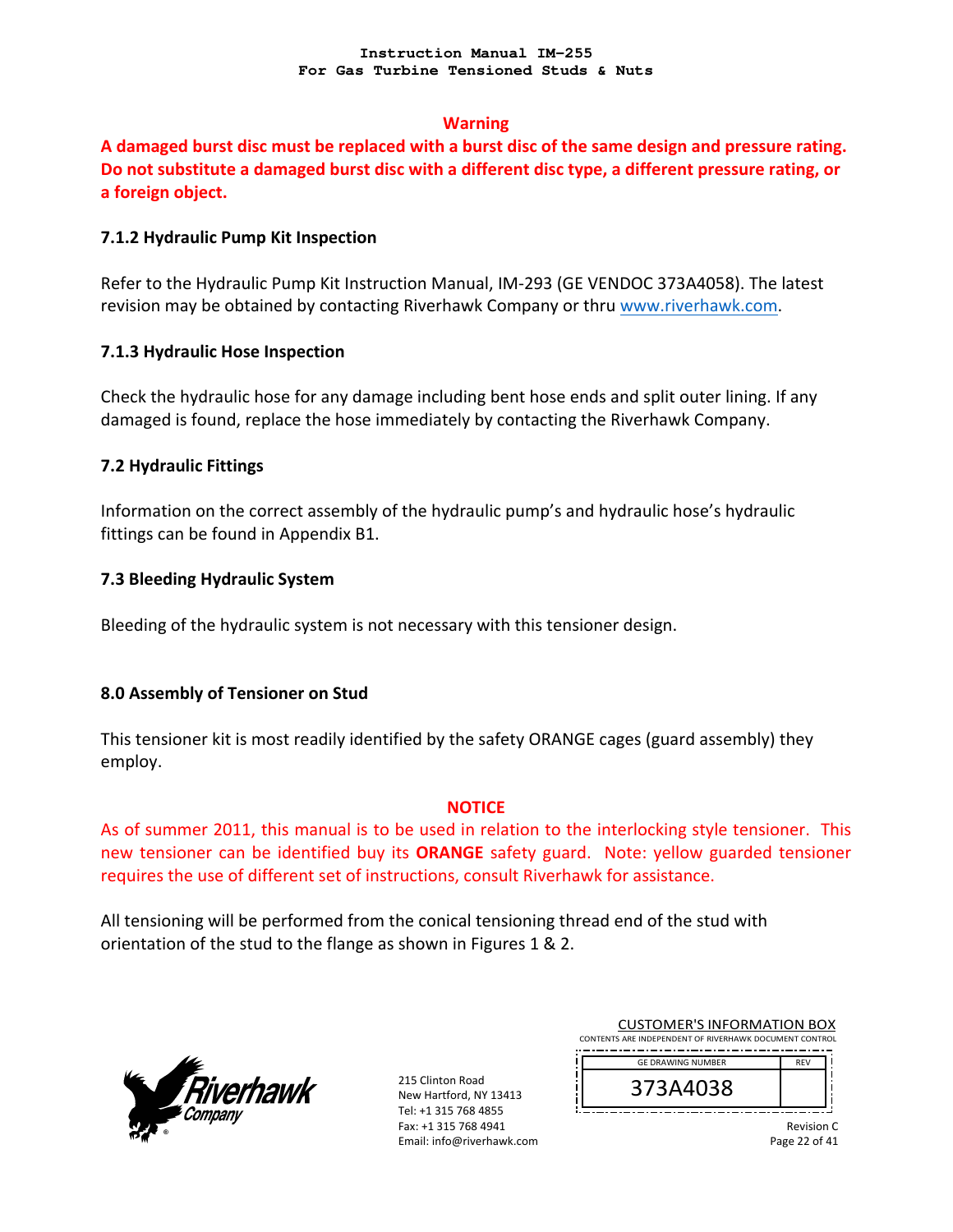**Warning**

**A damaged burst disc must be replaced with a burst disc of the same design and pressure rating. Do not substitute a damaged burst disc with a different disc type, a different pressure rating, or a foreign object.**

### 7.1.2 Hydraulic Pump Kit Inspection

Refer to the Hydraulic Pump Kit Instruction Manual, IM-293 (GE VENDOC 373A4058). The latest revision may be obtained by contacting Riverhawk Company or thru www.riverhawk.com.

### 7.1.3 Hydraulic Hose Inspection

Check the hydraulic hose for any damage including bent hose ends and split outer lining. If any damaged is found, replace the hose immediately by contacting the Riverhawk Company.

### 7.2 Hydraulic Fittings

Information on the correct assembly of the hydraulic pump's and hydraulic hose's hydraulic fittings can be found in Appendix B1.

### 7.3 Bleeding Hydraulic System

Bleeding of the hydraulic system is not necessary with this tensioner design.

## 8.0 Assembly of Tensioner on Stud

This tensioner kit is most readily identified by the safety ORANGE cages (guard assembly) they employ.

**NOTICE**

As of summer 2011, this manual is to be used in relation to the interlocking style tensioner. This new tensioner can be identified buy its **ORANGE** safety guard. Note: yellow guarded tensioner requires the use of different set of instructions, consult Riverhawk for assistance.

All tensioning will be performed from the conical tensioning thread end of the stud with orientation of the stud to the flange as shown in Figures 1 & 2.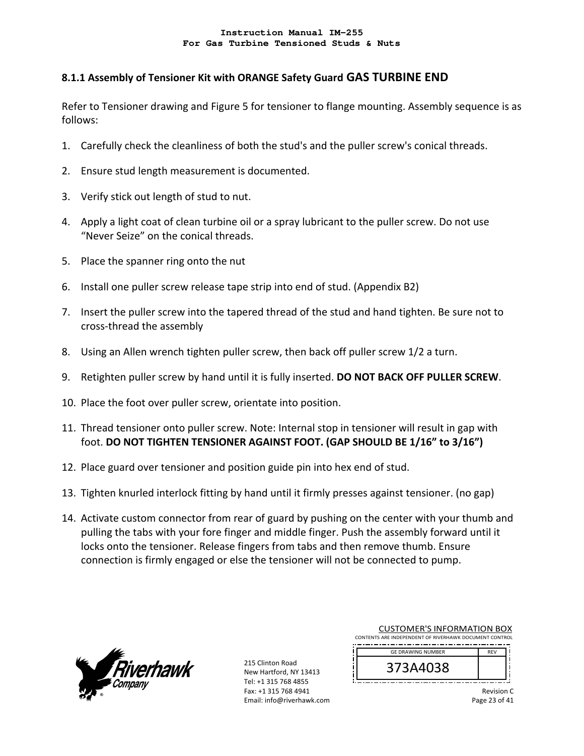### 8.1.1 Assembly of Tensioner Kit with ORANGE Safety Guard GAS TURBINE END

Refer to Tensioner drawing and Figure 5 for tensioner to flange mounting. Assembly sequence is as follows:

1. Carefully check the cleanliness of both the stud's and the puller screw's conical threads.
2. Ensure stud length measurement is documented.
3. Verify stick out length of stud to nut.
4. Apply a light coat of clean turbine oil or a spray lubricant to the puller screw. Do not use “Never Seize” on the conical threads.
5. Place the spanner ring onto the nut
6. Install one puller screw release tape strip into end of stud. (Appendix B2)
7. Insert the puller screw into the tapered thread of the stud and hand tighten. Be sure not to cross-thread the assembly
8. Using an Allen wrench tighten puller screw, then back off puller screw 1/2 a turn.
9. Retighten puller screw by hand until it is fully inserted. **DO NOT BACK OFF PULLER SCREW**.
10. Place the foot over puller screw, orientate into position.
11. Thread tensioner onto puller screw. Note: Internal stop in tensioner will result in gap with foot. **DO NOT TIGHTEN TENSIONER AGAINST FOOT. (GAP SHOULD BE 1/16” to 3/16”)**
12. Place guard over tensioner and position guide pin into hex end of stud.
13. Tighten knurled interlock fitting by hand until it firmly presses against tensioner. (no gap)
14. Activate custom connector from rear of guard by pushing on the center with your thumb and pulling the tabs with your fore finger and middle finger. Push the assembly forward until it locks onto the tensioner. Release fingers from tabs and then remove thumb. Ensure connection is firmly engaged or else the tensioner will not be connected to pump.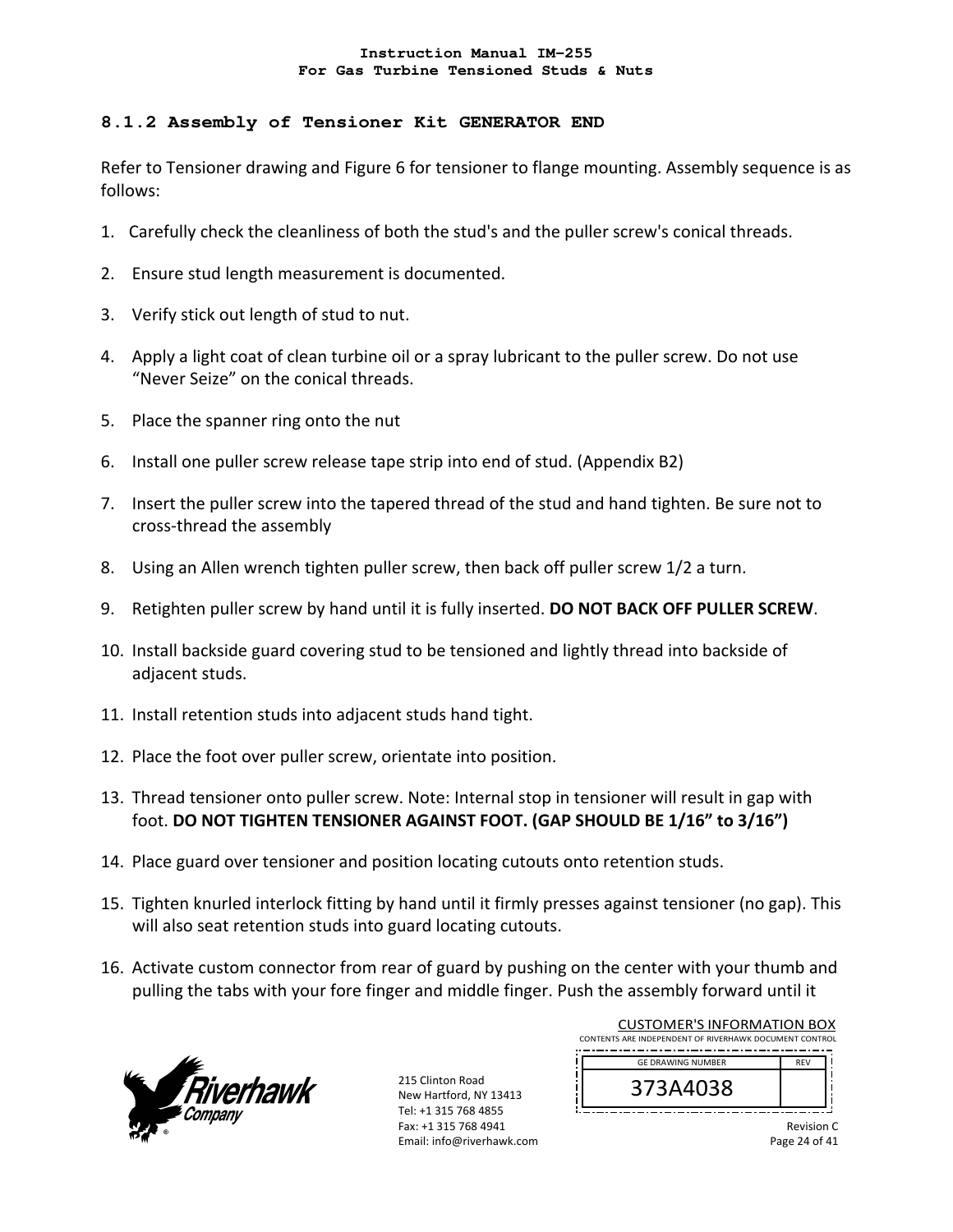### 8.1.2 Assembly of Tensioner Kit GENERATOR END

Refer to Tensioner drawing and Figure 6 for tensioner to flange mounting. Assembly sequence is as follows:

1. Carefully check the cleanliness of both the stud's and the puller screw's conical threads.
2. Ensure stud length measurement is documented.
3. Verify stick out length of stud to nut.
4. Apply a light coat of clean turbine oil or a spray lubricant to the puller screw. Do not use "Never Seize" on the conical threads.
5. Place the spanner ring onto the nut
6. Install one puller screw release tape strip into end of stud. (Appendix B2)
7. Insert the puller screw into the tapered thread of the stud and hand tighten. Be sure not to cross-thread the assembly
8. Using an Allen wrench tighten puller screw, then back off puller screw 1/2 a turn.
9. Retighten puller screw by hand until it is fully inserted. **DO NOT BACK OFF PULLER SCREW**.
10. Install backside guard covering stud to be tensioned and lightly thread into backside of adjacent studs.
11. Install retention studs into adjacent studs hand tight.
12. Place the foot over puller screw, orientate into position.
13. Thread tensioner onto puller screw. Note: Internal stop in tensioner will result in gap with foot. **DO NOT TIGHTEN TENSIONER AGAINST FOOT. (GAP SHOULD BE 1/16" to 3/16")**
14. Place guard over tensioner and position locating cutouts onto retention studs.
15. Tighten knurled interlock fitting by hand until it firmly presses against tensioner (no gap). This will also seat retention studs into guard locating cutouts.
16. Activate custom connector from rear of guard by pushing on the center with your thumb and pulling the tabs with your fore finger and middle finger. Push the assembly forward until it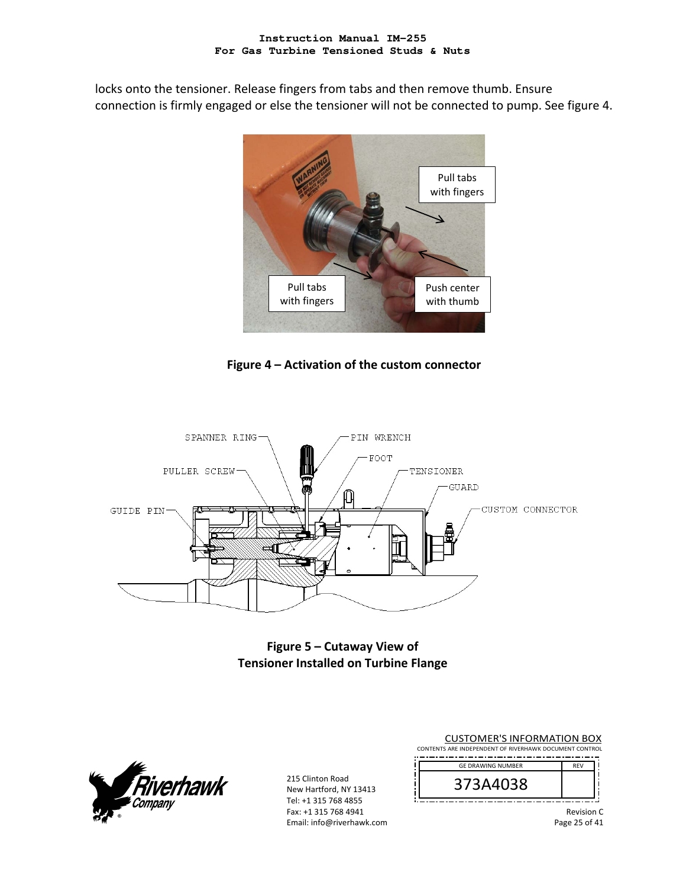locks onto the tensioner. Release fingers from tabs and then remove thumb. Ensure connection is firmly engaged or else the tensioner will not be connected to pump. See figure 4.

**Figure 4 – Activation of the custom connector**

**Figure 5 – Cutaway View of Tensioner Installed on Turbine Flange**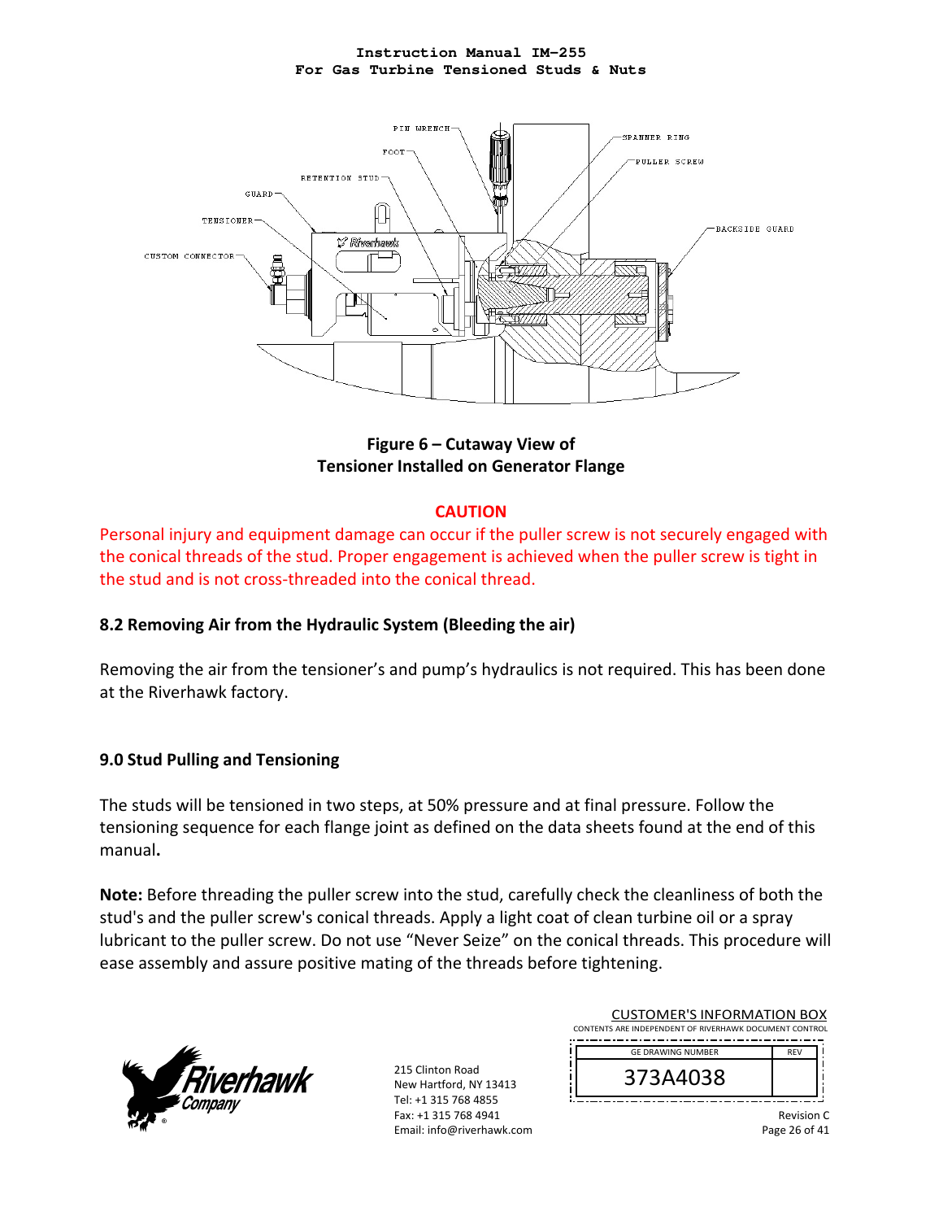**Figure 6 – Cutaway View of Tensioner Installed on Generator Flange**

**CAUTION**

Personal injury and equipment damage can occur if the puller screw is not securely engaged with the conical threads of the stud. Proper engagement is achieved when the puller screw is tight in the stud and is not cross-threaded into the conical thread.

### 8.2 Removing Air from the Hydraulic System (Bleeding the air)

Removing the air from the tensioner's and pump's hydraulics is not required. This has been done at the Riverhawk factory.

## 9.0 Stud Pulling and Tensioning

The studs will be tensioned in two steps, at 50% pressure and at final pressure. Follow the tensioning sequence for each flange joint as defined on the data sheets found at the end of this manual.

**Note:** Before threading the puller screw into the stud, carefully check the cleanliness of both the stud's and the puller screw's conical threads. Apply a light coat of clean turbine oil or a spray lubricant to the puller screw. Do not use "Never Seize" on the conical threads. This procedure will ease assembly and assure positive mating of the threads before tightening.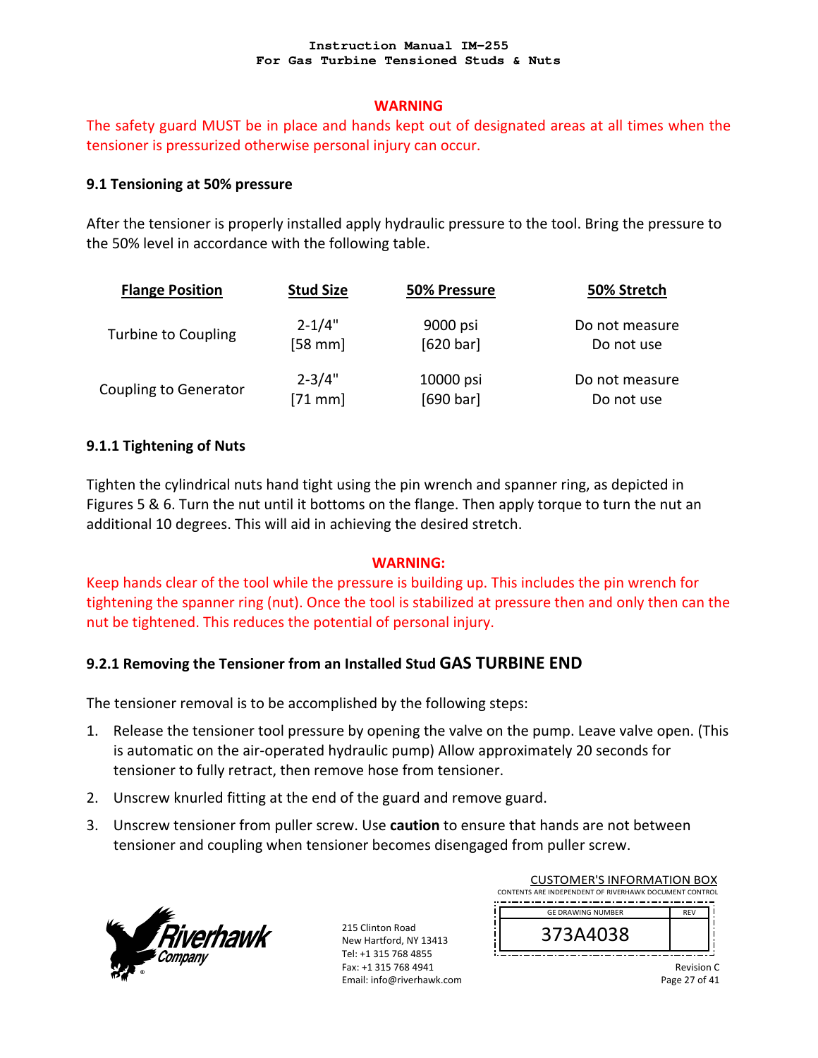**WARNING**

The safety guard MUST be in place and hands kept out of designated areas at all times when the tensioner is pressurized otherwise personal injury can occur.

### 9.1 Tensioning at 50% pressure

After the tensioner is properly installed apply hydraulic pressure to the tool. Bring the pressure to the 50% level in accordance with the following table.

| Flange Position | Stud Size | 50% Pressure | 50% Stretch |
|---|---|---|---|
| Turbine to Coupling | 2-1/4" [58 mm] | 9000 psi [620 bar] | Do not measure Do not use |
| Coupling to Generator | 2-3/4" [71 mm] | 10000 psi [690 bar] | Do not measure Do not use |

#### 9.1.1 Tightening of Nuts

Tighten the cylindrical nuts hand tight using the pin wrench and spanner ring, as depicted in Figures 5 & 6. Turn the nut until it bottoms on the flange. Then apply torque to turn the nut an additional 10 degrees. This will aid in achieving the desired stretch.

**WARNING:**

Keep hands clear of the tool while the pressure is building up. This includes the pin wrench for tightening the spanner ring (nut). Once the tool is stabilized at pressure then and only then can the nut be tightened. This reduces the potential of personal injury.

#### 9.2.1 Removing the Tensioner from an Installed Stud GAS TURBINE END

The tensioner removal is to be accomplished by the following steps:

1. Release the tensioner tool pressure by opening the valve on the pump. Leave valve open. (This is automatic on the air-operated hydraulic pump) Allow approximately 20 seconds for tensioner to fully retract, then remove hose from tensioner.
2. Unscrew knurled fitting at the end of the guard and remove guard.
3. Unscrew tensioner from puller screw. Use **caution** to ensure that hands are not between tensioner and coupling when tensioner becomes disengaged from puller screw.

215 Clinton Road
New Hartford, NY 13413
Tel: +1 315 768 4855
Fax: +1 315 768 4941
Email: info@riverhawk.com

CUSTOMER'S INFORMATION BOX
CONTENTS ARE INDEPENDENT OF RIVERHAWK DOCUMENT CONTROL

| GE DRAWING NUMBER | REV |
|---|---|
| 373A4038 | |

Revision C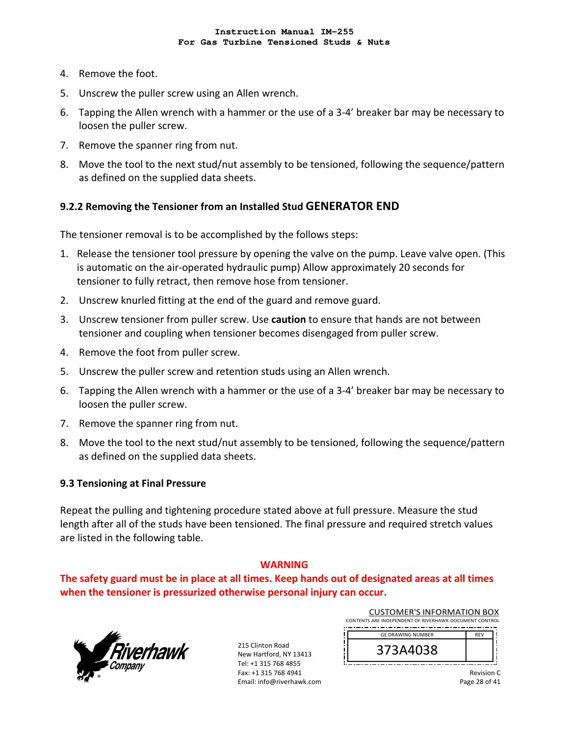4. Remove the foot.
5. Unscrew the puller screw using an Allen wrench.
6. Tapping the Allen wrench with a hammer or the use of a 3-4' breaker bar may be necessary to loosen the puller screw.
7. Remove the spanner ring from nut.
8. Move the tool to the next stud/nut assembly to be tensioned, following the sequence/pattern as defined on the supplied data sheets.

### 9.2.2 Removing the Tensioner from an Installed Stud GENERATOR END

The tensioner removal is to be accomplished by the follows steps:

1. Release the tensioner tool pressure by opening the valve on the pump. Leave valve open. (This is automatic on the air-operated hydraulic pump) Allow approximately 20 seconds for tensioner to fully retract, then remove hose from tensioner.
2. Unscrew knurled fitting at the end of the guard and remove guard.
3. Unscrew tensioner from puller screw. Use **caution** to ensure that hands are not between tensioner and coupling when tensioner becomes disengaged from puller screw.
4. Remove the foot from puller screw.
5. Unscrew the puller screw and retention studs using an Allen wrench.
6. Tapping the Allen wrench with a hammer or the use of a 3-4' breaker bar may be necessary to loosen the puller screw.
7. Remove the spanner ring from nut.
8. Move the tool to the next stud/nut assembly to be tensioned, following the sequence/pattern as defined on the supplied data sheets.

### 9.3 Tensioning at Final Pressure

Repeat the pulling and tightening procedure stated above at full pressure. Measure the stud length after all of the studs have been tensioned. The final pressure and required stretch values are listed in the following table.

**WARNING**

**The safety guard must be in place at all times. Keep hands out of designated areas at all times when the tensioner is pressurized otherwise personal injury can occur.**

CUSTOMER'S INFORMATION BOX
CONTENTS ARE INDEPENDENT OF RIVERHAWK DOCUMENT CONTROL

| GE DRAWING NUMBER | REV |
|---|---|
| 373A4038 | |

Riverhawk Company
215 Clinton Road
New Hartford, NY 13413
Tel: +1 315 768 4855
Fax: +1 315 768 4941
Email: info@riverhawk.com

Revision C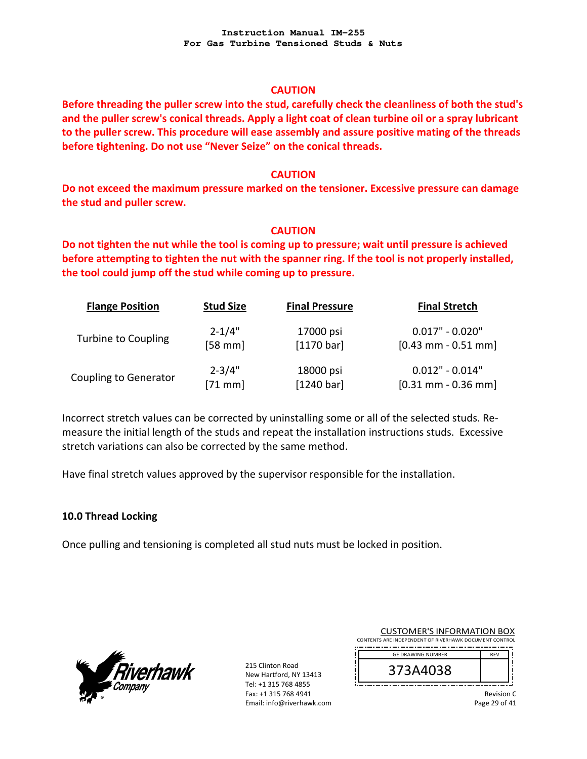**CAUTION**

**Before threading the puller screw into the stud, carefully check the cleanliness of both the stud's and the puller screw's conical threads. Apply a light coat of clean turbine oil or a spray lubricant to the puller screw. This procedure will ease assembly and assure positive mating of the threads before tightening. Do not use "Never Seize" on the conical threads.**

**CAUTION**

**Do not exceed the maximum pressure marked on the tensioner. Excessive pressure can damage the stud and puller screw.**

**CAUTION**

**Do not tighten the nut while the tool is coming up to pressure; wait until pressure is achieved before attempting to tighten the nut with the spanner ring. If the tool is not properly installed, the tool could jump off the stud while coming up to pressure.**

| Flange Position | Stud Size | Final Pressure | Final Stretch |
|---|---|---|---|
| Turbine to Coupling | 2-1/4" [58 mm] | 17000 psi [1170 bar] | 0.017" - 0.020" [0.43 mm - 0.51 mm] |
| Coupling to Generator | 2-3/4" [71 mm] | 18000 psi [1240 bar] | 0.012" - 0.014" [0.31 mm - 0.36 mm] |

Incorrect stretch values can be corrected by uninstalling some or all of the selected studs. Re-measure the initial length of the studs and repeat the installation instructions studs. Excessive stretch variations can also be corrected by the same method.

Have final stretch values approved by the supervisor responsible for the installation.

## 10.0 Thread Locking

Once pulling and tensioning is completed all stud nuts must be locked in position.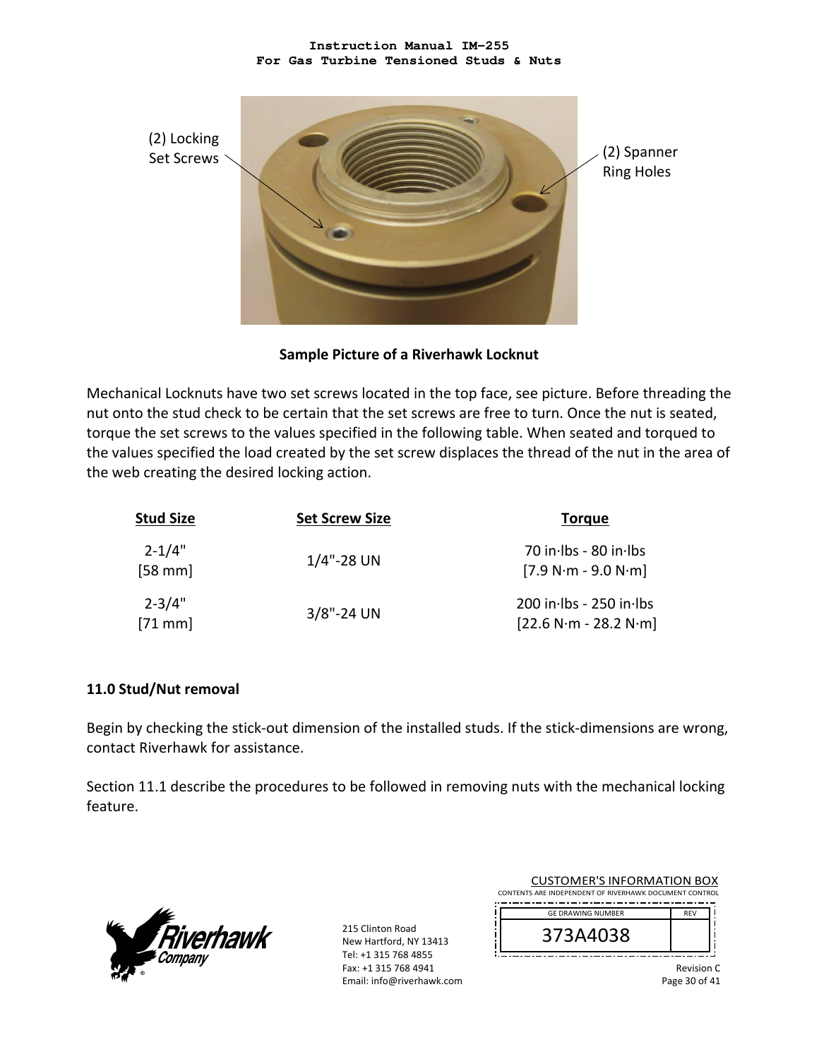(2) Locking Set Screws

(2) Spanner Ring Holes

**Sample Picture of a Riverhawk Locknut**

Mechanical Locknuts have two set screws located in the top face, see picture. Before threading the nut onto the stud check to be certain that the set screws are free to turn. Once the nut is seated, torque the set screws to the values specified in the following table. When seated and torqued to the values specified the load created by the set screw displaces the thread of the nut in the area of the web creating the desired locking action.

| Stud Size | Set Screw Size | Torque |
|---|---|---|
| 2-1/4" [58 mm] | 1/4"-28 UN | 70 in·lbs - 80 in·lbs [7.9 N·m - 9.0 N·m] |
| 2-3/4" [71 mm] | 3/8"-24 UN | 200 in·lbs - 250 in·lbs [22.6 N·m - 28.2 N·m] |

## 11.0 Stud/Nut removal

Begin by checking the stick-out dimension of the installed studs. If the stick-dimensions are wrong, contact Riverhawk for assistance.

Section 11.1 describe the procedures to be followed in removing nuts with the mechanical locking feature.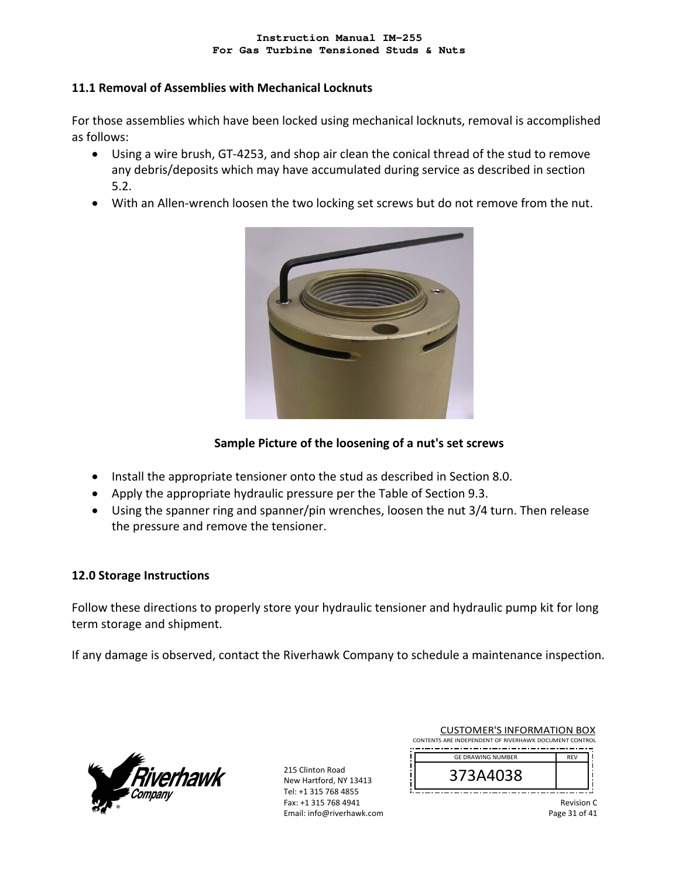## 11.1 Removal of Assemblies with Mechanical Locknuts

For those assemblies which have been locked using mechanical locknuts, removal is accomplished as follows:

- Using a wire brush, GT-4253, and shop air clean the conical thread of the stud to remove any debris/deposits which may have accumulated during service as described in section 5.2.
- With an Allen-wrench loosen the two locking set screws but do not remove from the nut.

**Sample Picture of the loosening of a nut's set screws**

- Install the appropriate tensioner onto the stud as described in Section 8.0.
- Apply the appropriate hydraulic pressure per the Table of Section 9.3.
- Using the spanner ring and spanner/pin wrenches, loosen the nut 3/4 turn. Then release the pressure and remove the tensioner.

## 12.0 Storage Instructions

Follow these directions to properly store your hydraulic tensioner and hydraulic pump kit for long term storage and shipment.

If any damage is observed, contact the Riverhawk Company to schedule a maintenance inspection.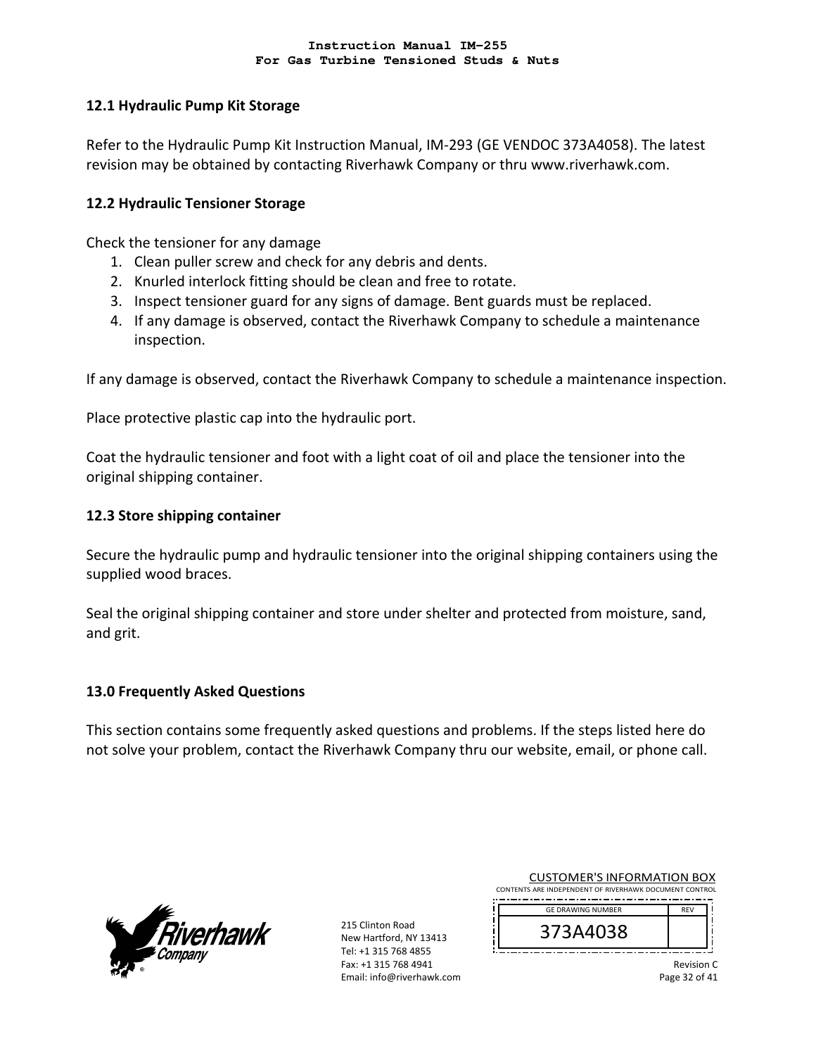## 12.1 Hydraulic Pump Kit Storage

Refer to the Hydraulic Pump Kit Instruction Manual, IM-293 (GE VENDOC 373A4058). The latest revision may be obtained by contacting Riverhawk Company or thru www.riverhawk.com.

## 12.2 Hydraulic Tensioner Storage

Check the tensioner for any damage

1. Clean puller screw and check for any debris and dents.
2. Knurled interlock fitting should be clean and free to rotate.
3. Inspect tensioner guard for any signs of damage. Bent guards must be replaced.
4. If any damage is observed, contact the Riverhawk Company to schedule a maintenance inspection.

If any damage is observed, contact the Riverhawk Company to schedule a maintenance inspection.

Place protective plastic cap into the hydraulic port.

Coat the hydraulic tensioner and foot with a light coat of oil and place the tensioner into the original shipping container.

## 12.3 Store shipping container

Secure the hydraulic pump and hydraulic tensioner into the original shipping containers using the supplied wood braces.

Seal the original shipping container and store under shelter and protected from moisture, sand, and grit.

# 13.0 Frequently Asked Questions

This section contains some frequently asked questions and problems. If the steps listed here do not solve your problem, contact the Riverhawk Company thru our website, email, or phone call.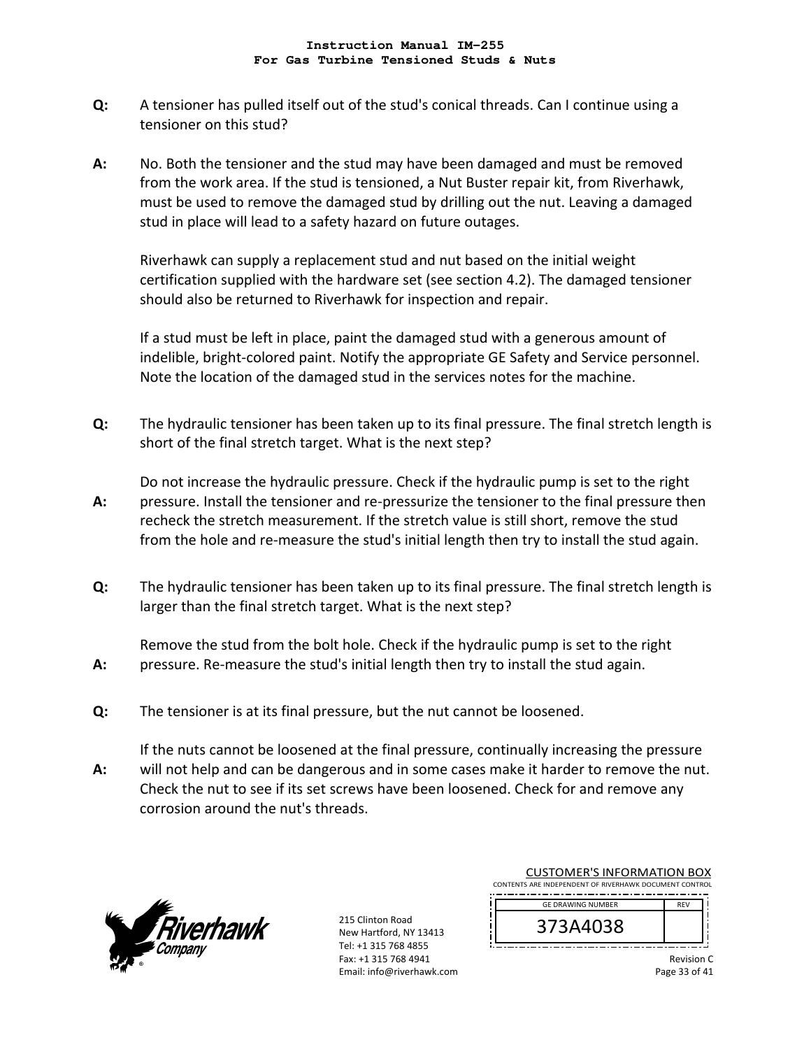**Q:** A tensioner has pulled itself out of the stud's conical threads. Can I continue using a tensioner on this stud?

**A:** No. Both the tensioner and the stud may have been damaged and must be removed from the work area. If the stud is tensioned, a Nut Buster repair kit, from Riverhawk, must be used to remove the damaged stud by drilling out the nut. Leaving a damaged stud in place will lead to a safety hazard on future outages.

Riverhawk can supply a replacement stud and nut based on the initial weight certification supplied with the hardware set (see section 4.2). The damaged tensioner should also be returned to Riverhawk for inspection and repair.

If a stud must be left in place, paint the damaged stud with a generous amount of indelible, bright-colored paint. Notify the appropriate GE Safety and Service personnel. Note the location of the damaged stud in the services notes for the machine.

**Q:** The hydraulic tensioner has been taken up to its final pressure. The final stretch length is short of the final stretch target. What is the next step?

**A:** Do not increase the hydraulic pressure. Check if the hydraulic pump is set to the right pressure. Install the tensioner and re-pressurize the tensioner to the final pressure then recheck the stretch measurement. If the stretch value is still short, remove the stud from the hole and re-measure the stud's initial length then try to install the stud again.

**Q:** The hydraulic tensioner has been taken up to its final pressure. The final stretch length is larger than the final stretch target. What is the next step?

**A:** Remove the stud from the bolt hole. Check if the hydraulic pump is set to the right pressure. Re-measure the stud's initial length then try to install the stud again.

**Q:** The tensioner is at its final pressure, but the nut cannot be loosened.

**A:** If the nuts cannot be loosened at the final pressure, continually increasing the pressure will not help and can be dangerous and in some cases make it harder to remove the nut. Check the nut to see if its set screws have been loosened. Check for and remove any corrosion around the nut's threads.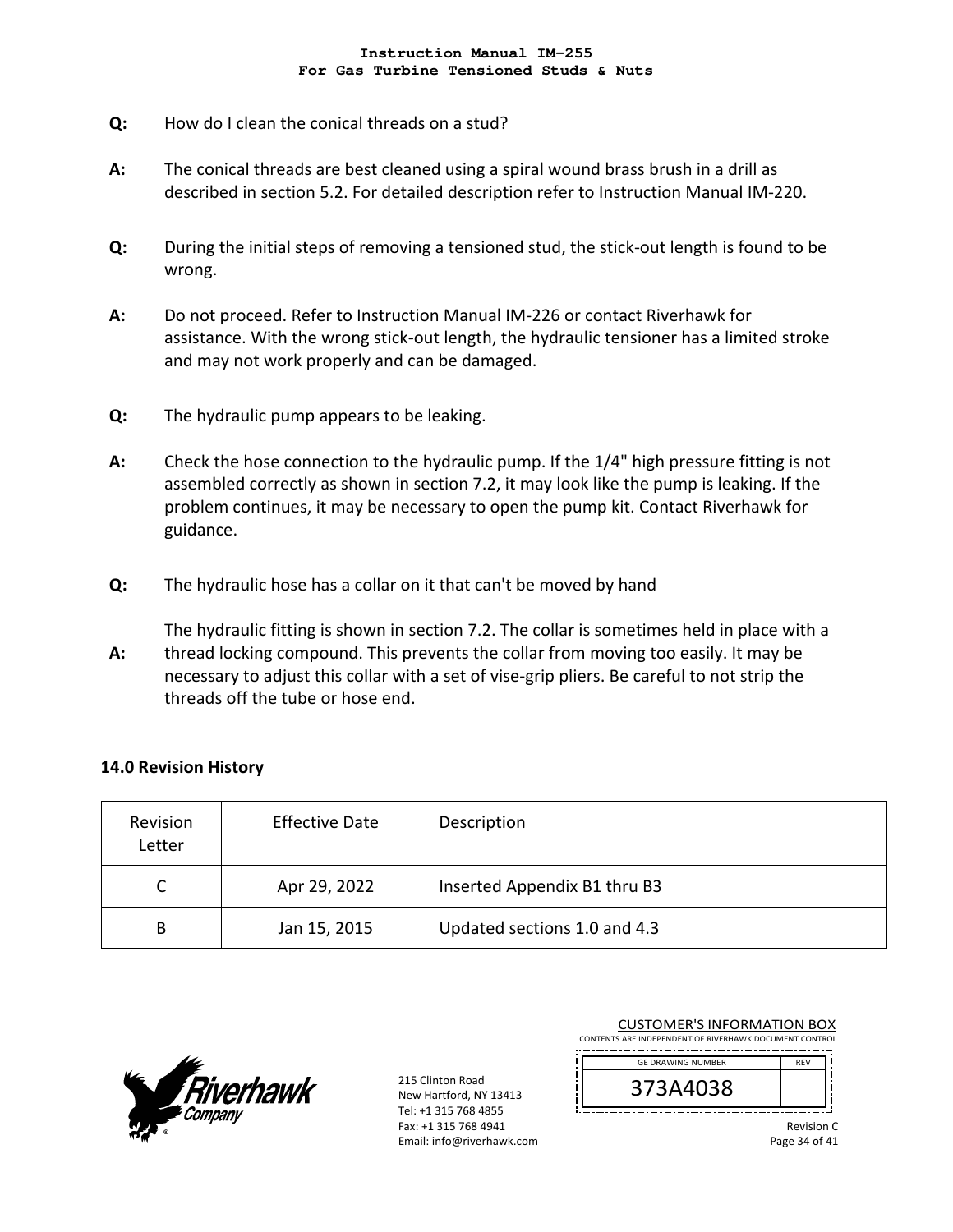**Q:** How do I clean the conical threads on a stud?

**A:** The conical threads are best cleaned using a spiral wound brass brush in a drill as described in section 5.2. For detailed description refer to Instruction Manual IM-220.

**Q:** During the initial steps of removing a tensioned stud, the stick-out length is found to be wrong.

**A:** Do not proceed. Refer to Instruction Manual IM-226 or contact Riverhawk for assistance. With the wrong stick-out length, the hydraulic tensioner has a limited stroke and may not work properly and can be damaged.

**Q:** The hydraulic pump appears to be leaking.

**A:** Check the hose connection to the hydraulic pump. If the 1/4" high pressure fitting is not assembled correctly as shown in section 7.2, it may look like the pump is leaking. If the problem continues, it may be necessary to open the pump kit. Contact Riverhawk for guidance.

**Q:** The hydraulic hose has a collar on it that can't be moved by hand

**A:** The hydraulic fitting is shown in section 7.2. The collar is sometimes held in place with a thread locking compound. This prevents the collar from moving too easily. It may be necessary to adjust this collar with a set of vise-grip pliers. Be careful to not strip the threads off the tube or hose end.

## 14.0 Revision History

| Revision Letter | Effective Date | Description |
|---|---|---|
| C | Apr 29, 2022 | Inserted Appendix B1 thru B3 |
| B | Jan 15, 2015 | Updated sections 1.0 and 4.3 |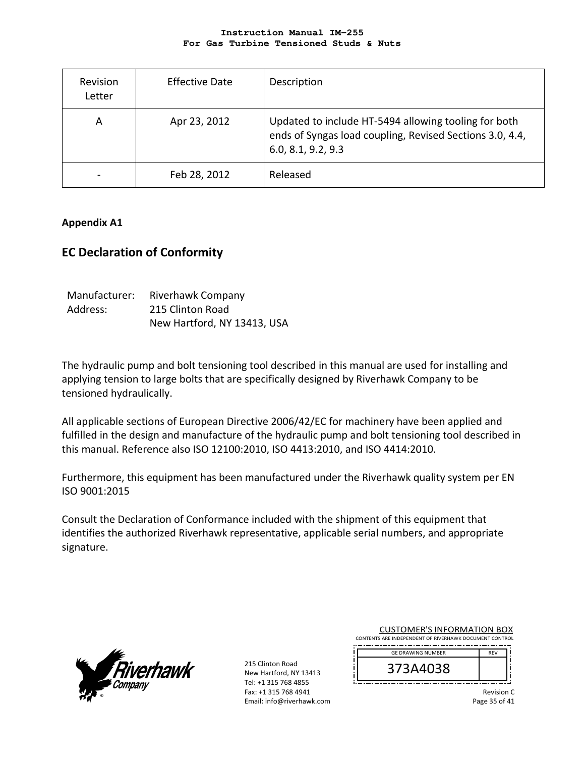| Revision Letter | Effective Date | Description |
|---|---|---|
| A | Apr 23, 2012 | Updated to include HT-5494 allowing tooling for both ends of Syngas load coupling, Revised Sections 3.0, 4.4, 6.0, 8.1, 9.2, 9.3 |
| - | Feb 28, 2012 | Released |

**Appendix A1**

## EC Declaration of Conformity

Manufacturer: Riverhawk Company
Address: 215 Clinton Road
New Hartford, NY 13413, USA

The hydraulic pump and bolt tensioning tool described in this manual are used for installing and applying tension to large bolts that are specifically designed by Riverhawk Company to be tensioned hydraulically.

All applicable sections of European Directive 2006/42/EC for machinery have been applied and fulfilled in the design and manufacture of the hydraulic pump and bolt tensioning tool described in this manual. Reference also ISO 12100:2010, ISO 4413:2010, and ISO 4414:2010.

Furthermore, this equipment has been manufactured under the Riverhawk quality system per EN ISO 9001:2015

Consult the Declaration of Conformance included with the shipment of this equipment that identifies the authorized Riverhawk representative, applicable serial numbers, and appropriate signature.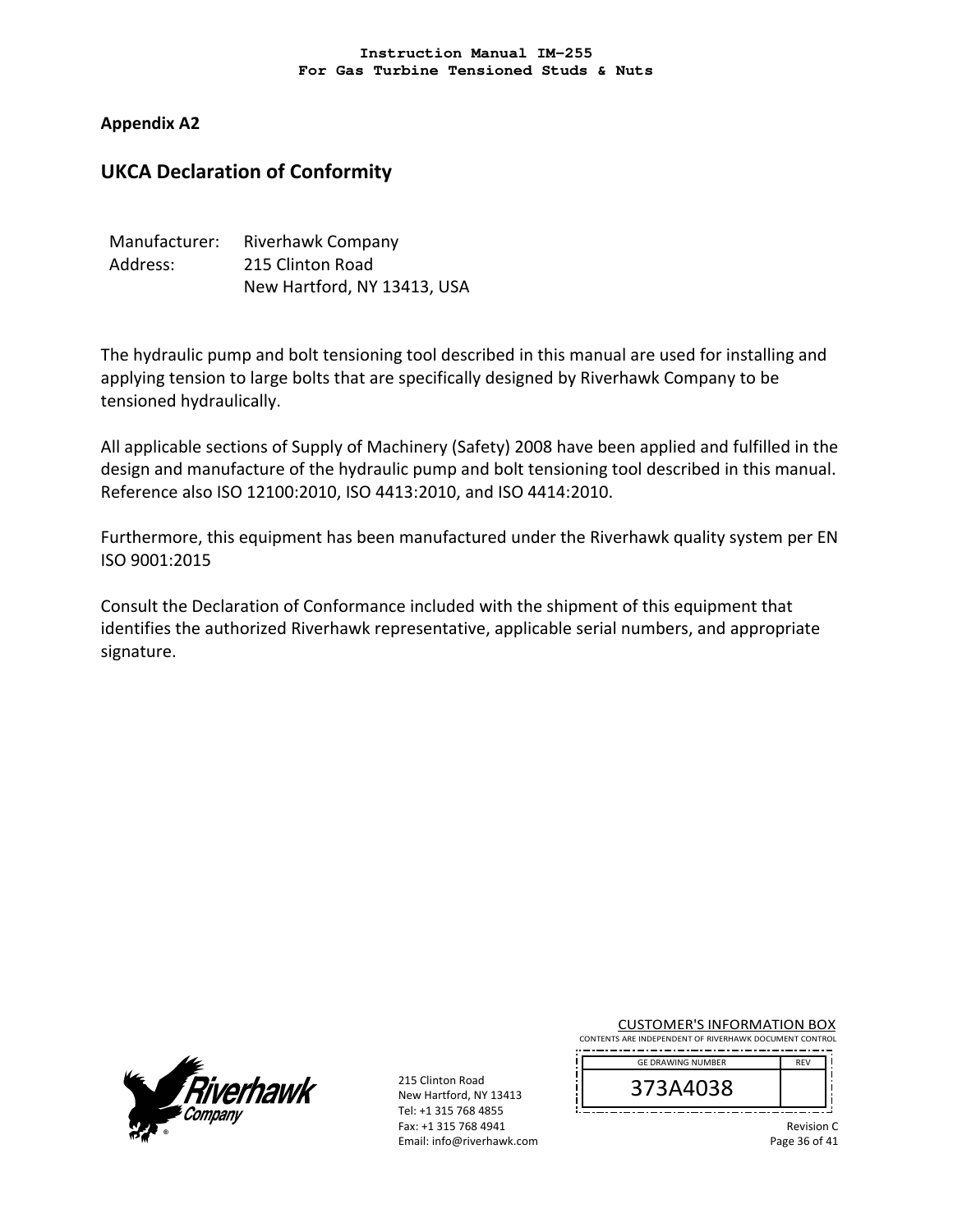## Appendix A2

# UKCA Declaration of Conformity

Manufacturer: Riverhawk Company
Address: 215 Clinton Road
New Hartford, NY 13413, USA

The hydraulic pump and bolt tensioning tool described in this manual are used for installing and applying tension to large bolts that are specifically designed by Riverhawk Company to be tensioned hydraulically.

All applicable sections of Supply of Machinery (Safety) 2008 have been applied and fulfilled in the design and manufacture of the hydraulic pump and bolt tensioning tool described in this manual. Reference also ISO 12100:2010, ISO 4413:2010, and ISO 4414:2010.

Furthermore, this equipment has been manufactured under the Riverhawk quality system per EN ISO 9001:2015

Consult the Declaration of Conformance included with the shipment of this equipment that identifies the authorized Riverhawk representative, applicable serial numbers, and appropriate signature.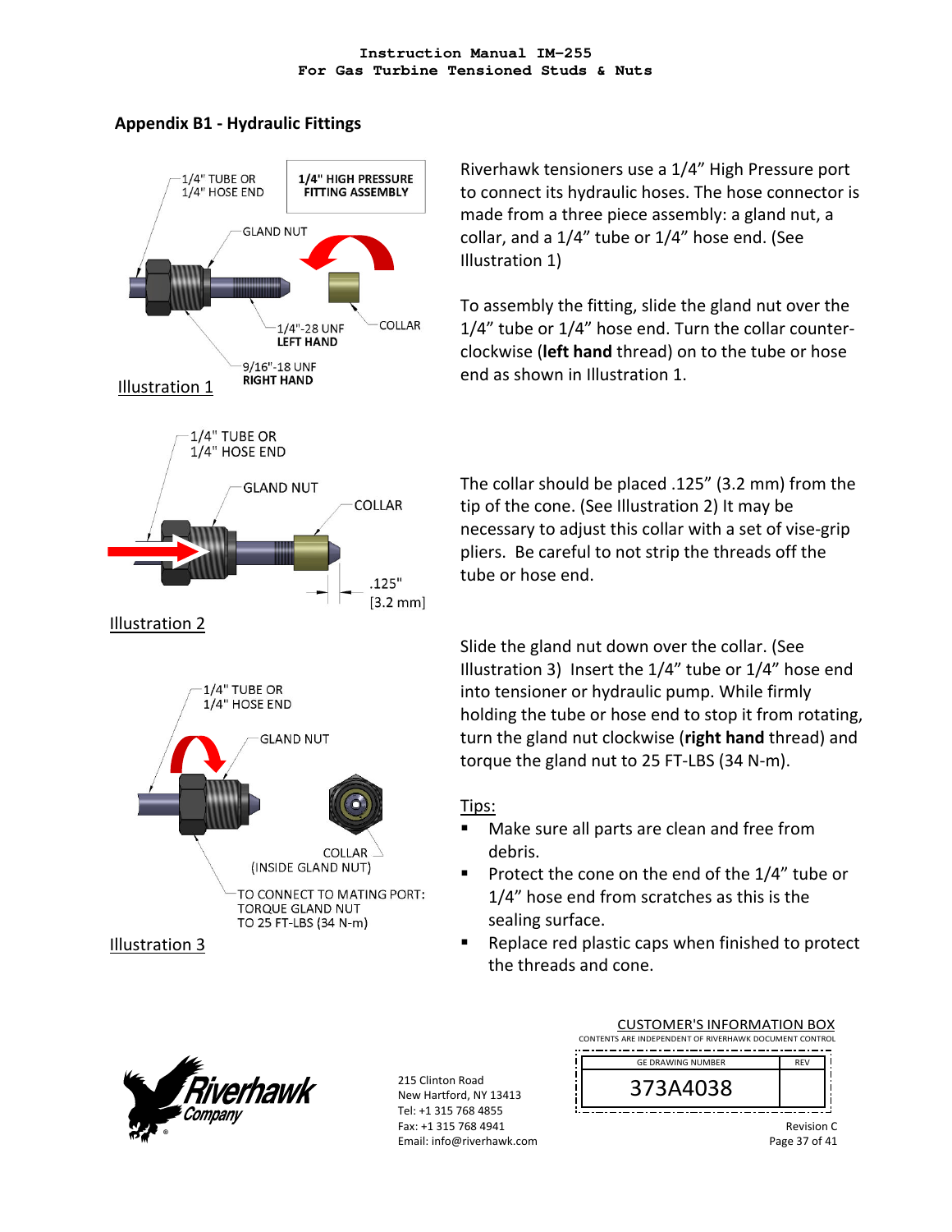## Appendix B1 - Hydraulic Fittings

1/4" TUBE OR 1/4" HOSE END

**1/4" HIGH PRESSURE FITTING ASSEMBLY**

GLAND NUT

1/4"-28 UNF **LEFT HAND**

COLLAR

9/16"-18 UNF **RIGHT HAND**

Illustration 1

Riverhawk tensioners use a 1/4" High Pressure port to connect its hydraulic hoses. The hose connector is made from a three piece assembly: a gland nut, a collar, and a 1/4" tube or 1/4" hose end. (See Illustration 1)

To assembly the fitting, slide the gland nut over the 1/4" tube or 1/4" hose end. Turn the collar counter-clockwise (**left hand** thread) on to the tube or hose end as shown in Illustration 1.

1/4" TUBE OR 1/4" HOSE END

GLAND NUT

COLLAR

.125" [3.2 mm]

Illustration 2

The collar should be placed .125" (3.2 mm) from the tip of the cone. (See Illustration 2) It may be necessary to adjust this collar with a set of vise-grip pliers. Be careful to not strip the threads off the tube or hose end.

1/4" TUBE OR 1/4" HOSE END

GLAND NUT

COLLAR (INSIDE GLAND NUT)

TO CONNECT TO MATING PORT: TORQUE GLAND NUT TO 25 FT-LBS (34 N-m)

Illustration 3

Slide the gland nut down over the collar. (See Illustration 3) Insert the 1/4" tube or 1/4" hose end into tensioner or hydraulic pump. While firmly holding the tube or hose end to stop it from rotating, turn the gland nut clockwise (**right hand** thread) and torque the gland nut to 25 FT-LBS (34 N-m).

Tips:

- Make sure all parts are clean and free from debris.
- Protect the cone on the end of the 1/4" tube or 1/4" hose end from scratches as this is the sealing surface.
- Replace red plastic caps when finished to protect the threads and cone.

Riverhawk Company

215 Clinton Road
New Hartford, NY 13413
Tel: +1 315 768 4855
Fax: +1 315 768 4941
Email: info@riverhawk.com

CUSTOMER'S INFORMATION BOX
CONTENTS ARE INDEPENDENT OF RIVERHAWK DOCUMENT CONTROL

| GE DRAWING NUMBER | REV |
|---|---|
| 373A4038 | |

Revision C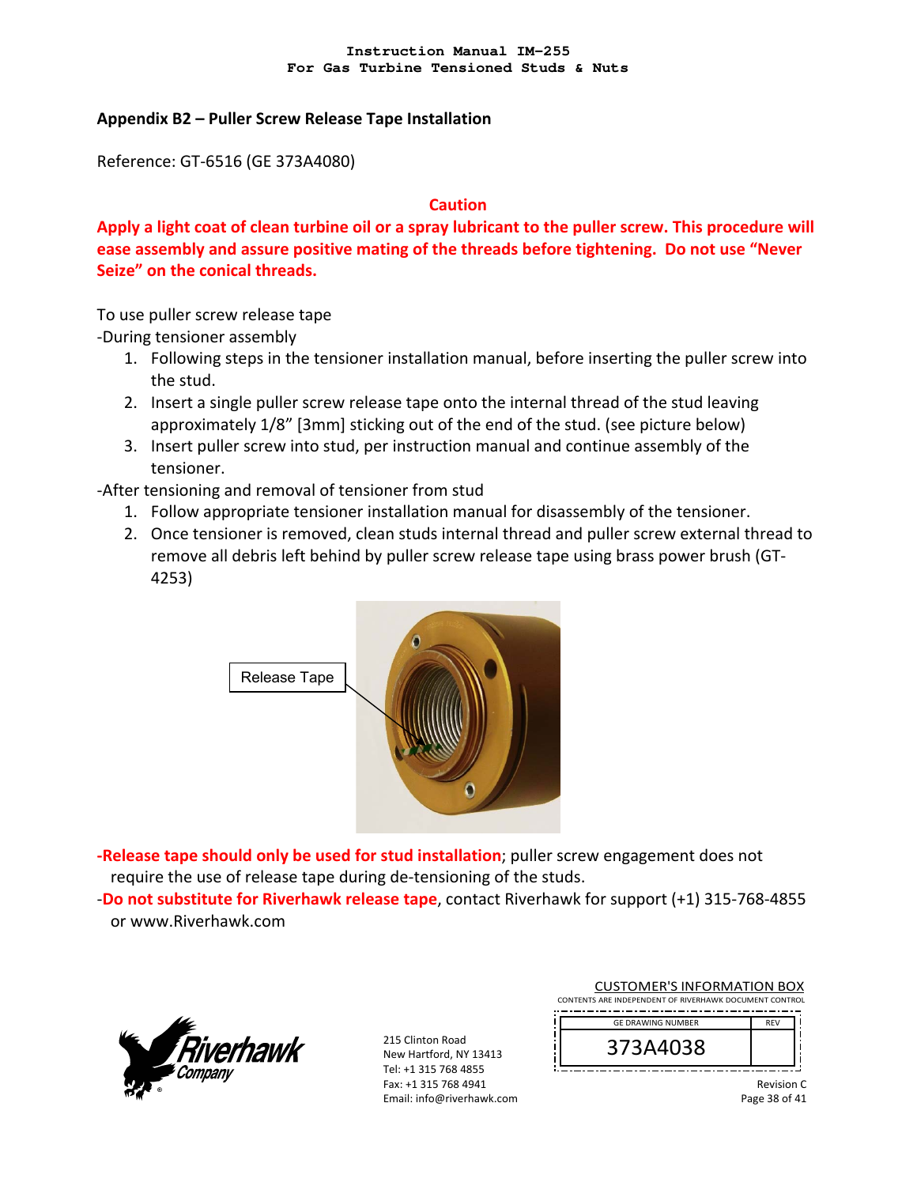## Appendix B2 – Puller Screw Release Tape Installation

Reference: GT-6516 (GE 373A4080)

**Caution**

**Apply a light coat of clean turbine oil or a spray lubricant to the puller screw. This procedure will ease assembly and assure positive mating of the threads before tightening. Do not use "Never Seize" on the conical threads.**

To use puller screw release tape

-During tensioner assembly

1. Following steps in the tensioner installation manual, before inserting the puller screw into the stud.
2. Insert a single puller screw release tape onto the internal thread of the stud leaving approximately 1/8" [3mm] sticking out of the end of the stud. (see picture below)
3. Insert puller screw into stud, per instruction manual and continue assembly of the tensioner.

-After tensioning and removal of tensioner from stud

1. Follow appropriate tensioner installation manual for disassembly of the tensioner.
2. Once tensioner is removed, clean studs internal thread and puller screw external thread to remove all debris left behind by puller screw release tape using brass power brush (GT-4253)

Release Tape

- **-Release tape should only be used for stud installation**; puller screw engagement does not require the use of release tape during de-tensioning of the studs.
- -**Do not substitute for Riverhawk release tape**, contact Riverhawk for support (+1) 315-768-4855 or www.Riverhawk.com

Riverhawk Company

215 Clinton Road
New Hartford, NY 13413
Tel: +1 315 768 4855
Fax: +1 315 768 4941
Email: info@riverhawk.com

CUSTOMER'S INFORMATION BOX
CONTENTS ARE INDEPENDENT OF RIVERHAWK DOCUMENT CONTROL

| GE DRAWING NUMBER | REV |
| --- | --- |
| 373A4038 | |

Revision C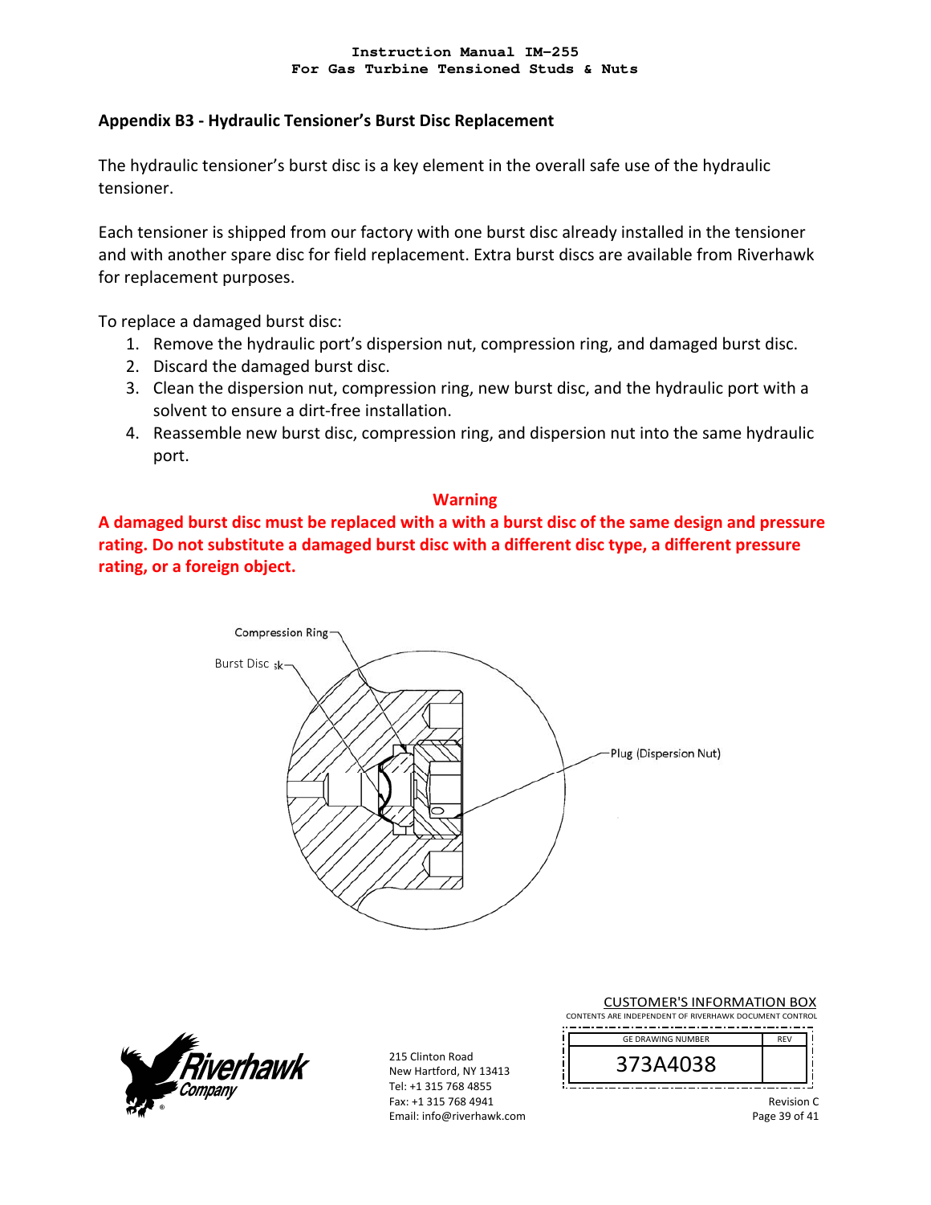## Appendix B3 - Hydraulic Tensioner's Burst Disc Replacement

The hydraulic tensioner's burst disc is a key element in the overall safe use of the hydraulic tensioner.

Each tensioner is shipped from our factory with one burst disc already installed in the tensioner and with another spare disc for field replacement. Extra burst discs are available from Riverhawk for replacement purposes.

To replace a damaged burst disc:

1. Remove the hydraulic port's dispersion nut, compression ring, and damaged burst disc.
2. Discard the damaged burst disc.
3. Clean the dispersion nut, compression ring, new burst disc, and the hydraulic port with a solvent to ensure a dirt-free installation.
4. Reassemble new burst disc, compression ring, and dispersion nut into the same hydraulic port.

**Warning**

**A damaged burst disc must be replaced with a with a burst disc of the same design and pressure rating. Do not substitute a damaged burst disc with a different disc type, a different pressure rating, or a foreign object.**

Compression Ring

Burst Disc

Plug (Dispersion Nut)

215 Clinton Road
New Hartford, NY 13413
Tel: +1 315 768 4855
Fax: +1 315 768 4941
Email: info@riverhawk.com

CUSTOMER'S INFORMATION BOX
CONTENTS ARE INDEPENDENT OF RIVERHAWK DOCUMENT CONTROL

| GE DRAWING NUMBER | REV |
| --- | --- |
| 373A4038 | |

Revision C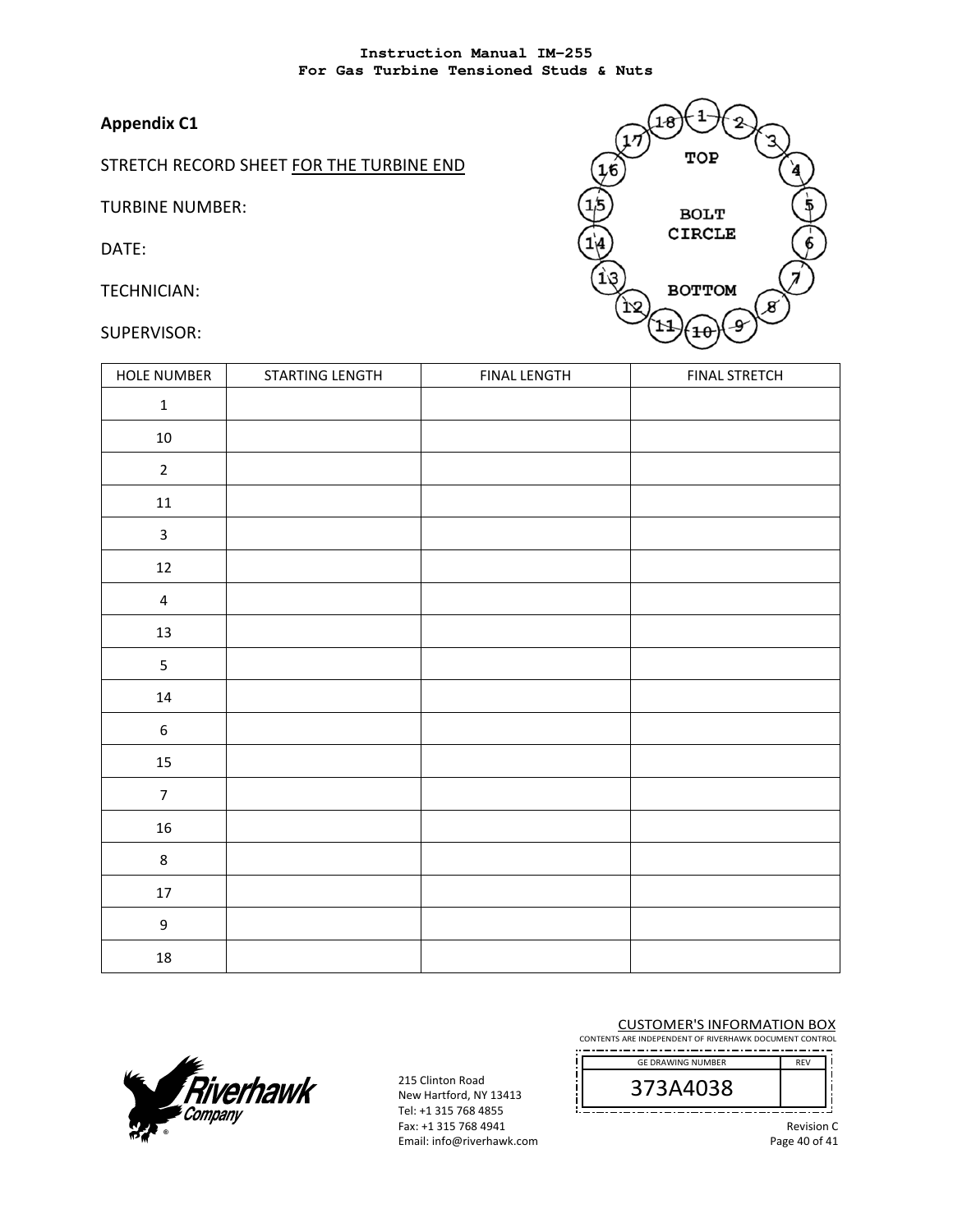## Appendix C1

STRETCH RECORD SHEET <u>FOR THE TURBINE END</u>

TURBINE NUMBER:

DATE:

TECHNICIAN:

SUPERVISOR:

| HOLE NUMBER | STARTING LENGTH | FINAL LENGTH | FINAL STRETCH |
|---|---|---|---|
| 1 | | | |
| 10 | | | |
| 2 | | | |
| 11 | | | |
| 3 | | | |
| 12 | | | |
| 4 | | | |
| 13 | | | |
| 5 | | | |
| 14 | | | |
| 6 | | | |
| 15 | | | |
| 7 | | | |
| 16 | | | |
| 8 | | | |
| 17 | | | |
| 9 | | | |
| 18 | | | |

CUSTOMER'S INFORMATION BOX
CONTENTS ARE INDEPENDENT OF RIVERHAWK DOCUMENT CONTROL

| GE DRAWING NUMBER | REV |
|---|---|
| 373A4038 | |

215 Clinton Road
New Hartford, NY 13413
Tel: +1 315 768 4855
Fax: +1 315 768 4941
Email: info@riverhawk.com

Revision C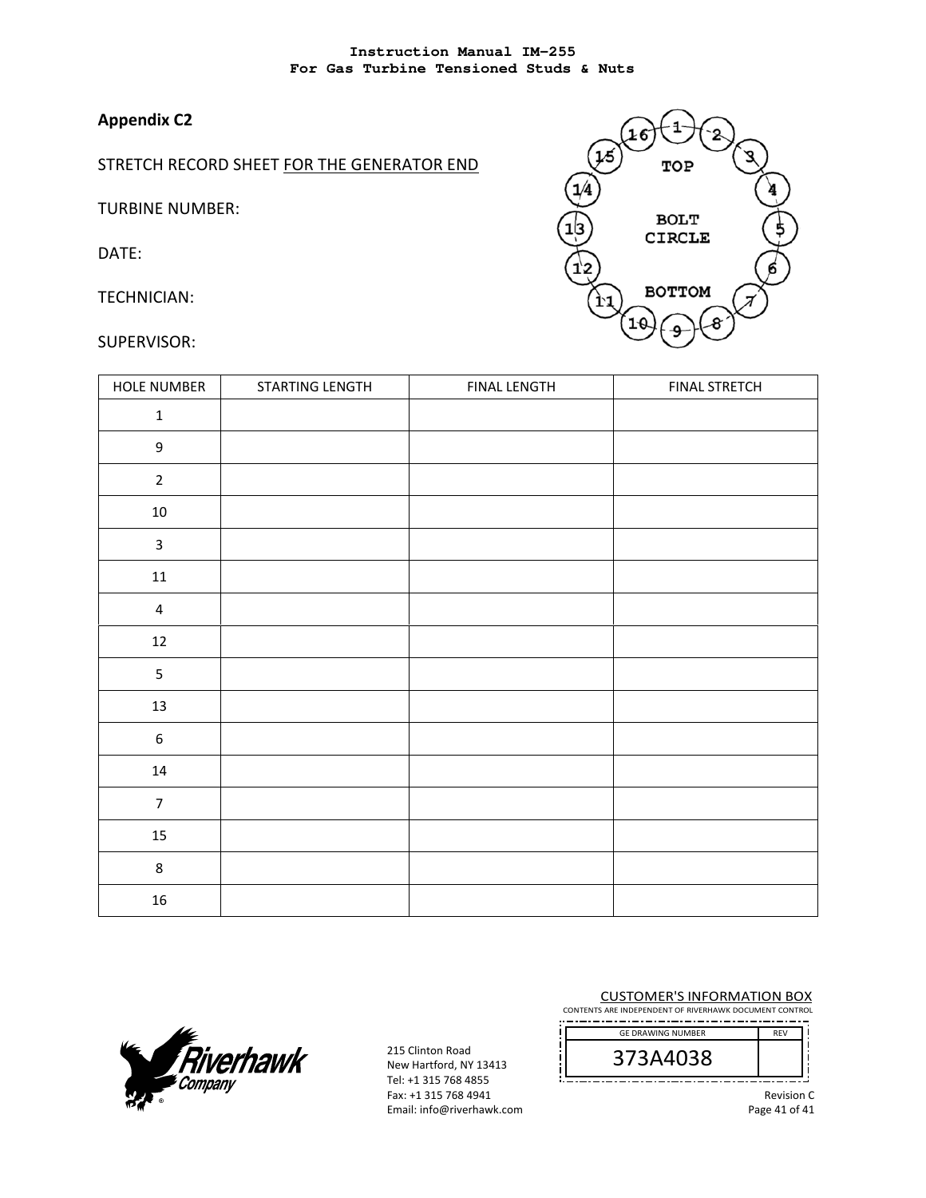## Appendix C2

STRETCH RECORD SHEET <u>FOR THE GENERATOR END</u>

TURBINE NUMBER:

DATE:

TECHNICIAN:

SUPERVISOR:

16 1 2 3 4 5 6 7 8 9 10 11 12 13 14 15

TOP

BOLT CIRCLE

BOTTOM

| HOLE NUMBER | STARTING LENGTH | FINAL LENGTH | FINAL STRETCH |
|---|---|---|---|
| 1 | | | |
| 9 | | | |
| 2 | | | |
| 10 | | | |
| 3 | | | |
| 11 | | | |
| 4 | | | |
| 12 | | | |
| 5 | | | |
| 13 | | | |
| 6 | | | |
| 14 | | | |
| 7 | | | |
| 15 | | | |
| 8 | | | |
| 16 | | | |

Riverhawk Company

215 Clinton Road
New Hartford, NY 13413
Tel: +1 315 768 4855
Fax: +1 315 768 4941
Email: info@riverhawk.com

CUSTOMER'S INFORMATION BOX
CONTENTS ARE INDEPENDENT OF RIVERHAWK DOCUMENT CONTROL

| GE DRAWING NUMBER | REV |
|---|---|
| 373A4038 | |

Revision C